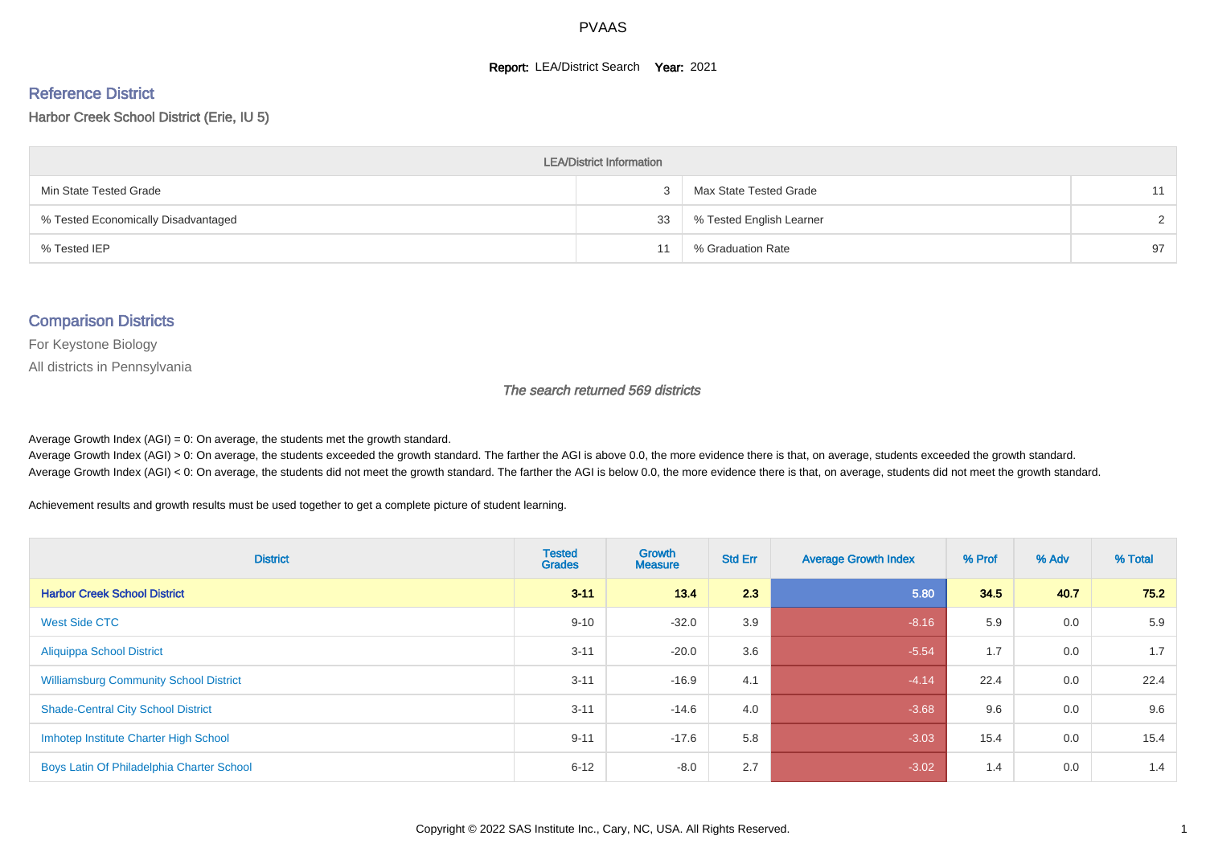PVAAS

**Report:** LEA/District Search **Year:** 2021

## Reference District

Harbor Creek School District (Erie, IU 5)

| LEA/District Information | | | |
|---|---|---|---|
| Min State Tested Grade | 3 | Max State Tested Grade | 11 |
| % Tested Economically Disadvantaged | 33 | % Tested English Learner | 2 |
| % Tested IEP | 11 | % Graduation Rate | 97 |

## Comparison Districts

For Keystone Biology

All districts in Pennsylvania

*The search returned 569 districts*

Average Growth Index (AGI) = 0: On average, the students met the growth standard.

Average Growth Index (AGI) > 0: On average, the students exceeded the growth standard. The farther the AGI is above 0.0, the more evidence there is that, on average, students exceeded the growth standard.

Average Growth Index (AGI) < 0: On average, the students did not meet the growth standard. The farther the AGI is below 0.0, the more evidence there is that, on average, students did not meet the growth standard.

Achievement results and growth results must be used together to get a complete picture of student learning.

| District | Tested Grades | Growth Measure | Std Err | Average Growth Index | % Prof | % Adv | % Total |
|---|---|---|---|---|---|---|---|
| **Harbor Creek School District** | **3-11** | **13.4** | **2.3** | **5.80** | **34.5** | **40.7** | **75.2** |
| West Side CTC | 9-10 | -32.0 | 3.9 | -8.16 | 5.9 | 0.0 | 5.9 |
| Aliquippa School District | 3-11 | -20.0 | 3.6 | -5.54 | 1.7 | 0.0 | 1.7 |
| Williamsburg Community School District | 3-11 | -16.9 | 4.1 | -4.14 | 22.4 | 0.0 | 22.4 |
| Shade-Central City School District | 3-11 | -14.6 | 4.0 | -3.68 | 9.6 | 0.0 | 9.6 |
| Imhotep Institute Charter High School | 9-11 | -17.6 | 5.8 | -3.03 | 15.4 | 0.0 | 15.4 |
| Boys Latin Of Philadelphia Charter School | 6-12 | -8.0 | 2.7 | -3.02 | 1.4 | 0.0 | 1.4 |

Copyright © 2022 SAS Institute Inc., Cary, NC, USA. All Rights Reserved.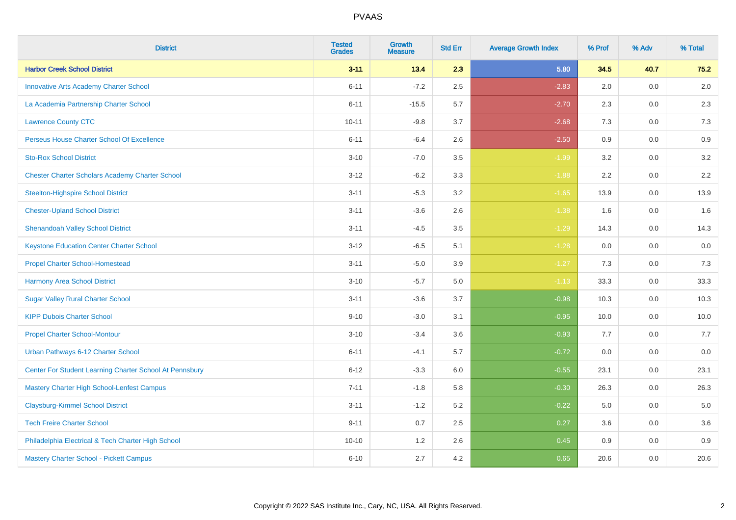| District | Tested Grades | Growth Measure | Std Err | Average Growth Index | % Prof | % Adv | % Total |
|---|---|---|---|---|---|---|---|
| **Harbor Creek School District** | **3-11** | **13.4** | **2.3** | **5.80** | **34.5** | **40.7** | **75.2** |
| Innovative Arts Academy Charter School | 6-11 | -7.2 | 2.5 | -2.83 | 2.0 | 0.0 | 2.0 |
| La Academia Partnership Charter School | 6-11 | -15.5 | 5.7 | -2.70 | 2.3 | 0.0 | 2.3 |
| Lawrence County CTC | 10-11 | -9.8 | 3.7 | -2.68 | 7.3 | 0.0 | 7.3 |
| Perseus House Charter School Of Excellence | 6-11 | -6.4 | 2.6 | -2.50 | 0.9 | 0.0 | 0.9 |
| Sto-Rox School District | 3-10 | -7.0 | 3.5 | -1.99 | 3.2 | 0.0 | 3.2 |
| Chester Charter Scholars Academy Charter School | 3-12 | -6.2 | 3.3 | -1.88 | 2.2 | 0.0 | 2.2 |
| Steelton-Highspire School District | 3-11 | -5.3 | 3.2 | -1.65 | 13.9 | 0.0 | 13.9 |
| Chester-Upland School District | 3-11 | -3.6 | 2.6 | -1.38 | 1.6 | 0.0 | 1.6 |
| Shenandoah Valley School District | 3-11 | -4.5 | 3.5 | -1.29 | 14.3 | 0.0 | 14.3 |
| Keystone Education Center Charter School | 3-12 | -6.5 | 5.1 | -1.28 | 0.0 | 0.0 | 0.0 |
| Propel Charter School-Homestead | 3-11 | -5.0 | 3.9 | -1.27 | 7.3 | 0.0 | 7.3 |
| Harmony Area School District | 3-10 | -5.7 | 5.0 | -1.13 | 33.3 | 0.0 | 33.3 |
| Sugar Valley Rural Charter School | 3-11 | -3.6 | 3.7 | -0.98 | 10.3 | 0.0 | 10.3 |
| KIPP Dubois Charter School | 9-10 | -3.0 | 3.1 | -0.95 | 10.0 | 0.0 | 10.0 |
| Propel Charter School-Montour | 3-10 | -3.4 | 3.6 | -0.93 | 7.7 | 0.0 | 7.7 |
| Urban Pathways 6-12 Charter School | 6-11 | -4.1 | 5.7 | -0.72 | 0.0 | 0.0 | 0.0 |
| Center For Student Learning Charter School At Pennsbury | 6-12 | -3.3 | 6.0 | -0.55 | 23.1 | 0.0 | 23.1 |
| Mastery Charter High School-Lenfest Campus | 7-11 | -1.8 | 5.8 | -0.30 | 26.3 | 0.0 | 26.3 |
| Claysburg-Kimmel School District | 3-11 | -1.2 | 5.2 | -0.22 | 5.0 | 0.0 | 5.0 |
| Tech Freire Charter School | 9-11 | 0.7 | 2.5 | 0.27 | 3.6 | 0.0 | 3.6 |
| Philadelphia Electrical & Tech Charter High School | 10-10 | 1.2 | 2.6 | 0.45 | 0.9 | 0.0 | 0.9 |
| Mastery Charter School - Pickett Campus | 6-10 | 2.7 | 4.2 | 0.65 | 20.6 | 0.0 | 20.6 |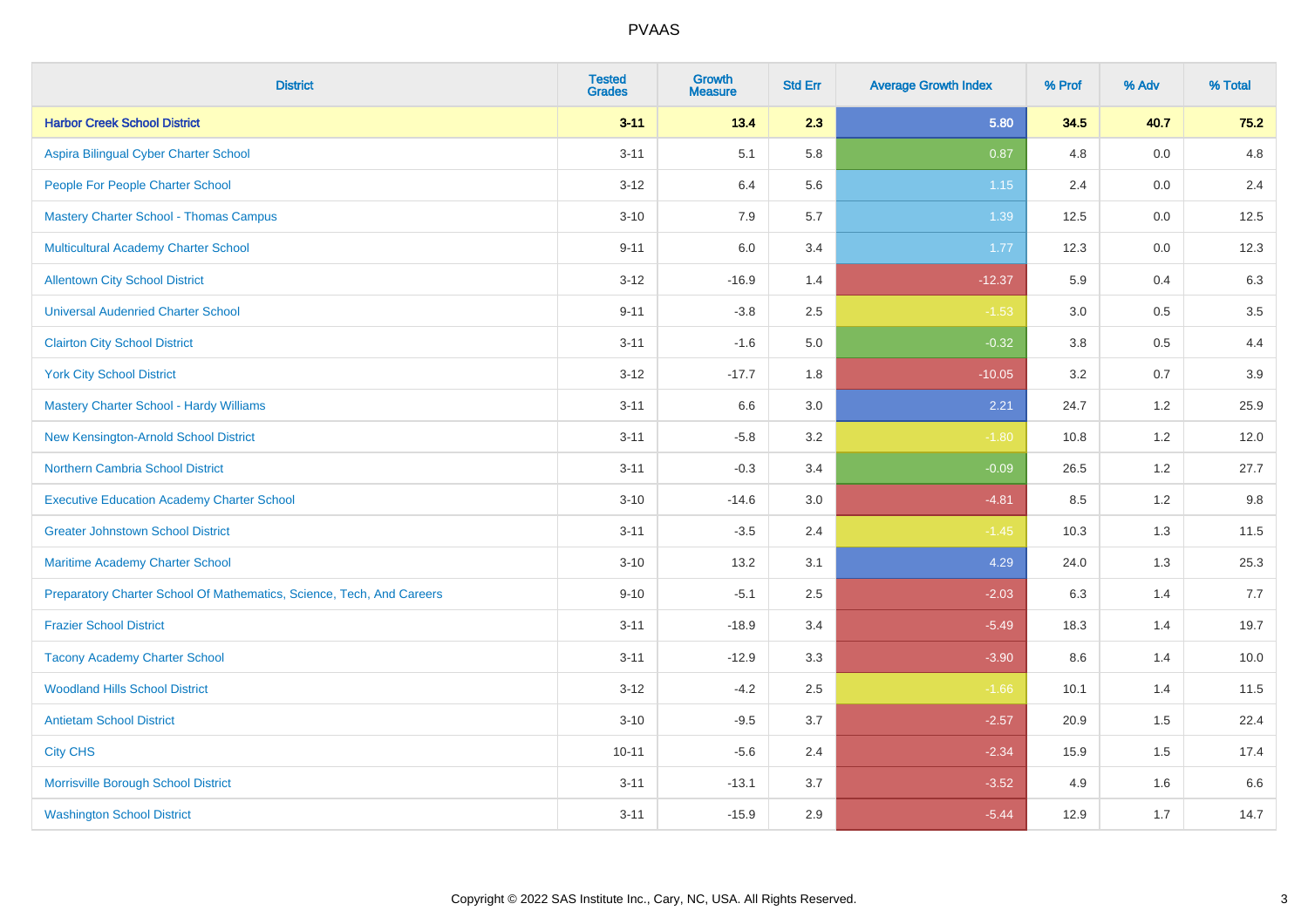| District | Tested Grades | Growth Measure | Std Err | Average Growth Index | % Prof | % Adv | % Total |
|---|---|---|---|---|---|---|---|
| **Harbor Creek School District** | **3-11** | **13.4** | **2.3** | **5.80** | **34.5** | **40.7** | **75.2** |
| Aspira Bilingual Cyber Charter School | 3-11 | 5.1 | 5.8 | 0.87 | 4.8 | 0.0 | 4.8 |
| People For People Charter School | 3-12 | 6.4 | 5.6 | 1.15 | 2.4 | 0.0 | 2.4 |
| Mastery Charter School - Thomas Campus | 3-10 | 7.9 | 5.7 | 1.39 | 12.5 | 0.0 | 12.5 |
| Multicultural Academy Charter School | 9-11 | 6.0 | 3.4 | 1.77 | 12.3 | 0.0 | 12.3 |
| Allentown City School District | 3-12 | -16.9 | 1.4 | -12.37 | 5.9 | 0.4 | 6.3 |
| Universal Audenried Charter School | 9-11 | -3.8 | 2.5 | -1.53 | 3.0 | 0.5 | 3.5 |
| Clairton City School District | 3-11 | -1.6 | 5.0 | -0.32 | 3.8 | 0.5 | 4.4 |
| York City School District | 3-12 | -17.7 | 1.8 | -10.05 | 3.2 | 0.7 | 3.9 |
| Mastery Charter School - Hardy Williams | 3-11 | 6.6 | 3.0 | 2.21 | 24.7 | 1.2 | 25.9 |
| New Kensington-Arnold School District | 3-11 | -5.8 | 3.2 | -1.80 | 10.8 | 1.2 | 12.0 |
| Northern Cambria School District | 3-11 | -0.3 | 3.4 | -0.09 | 26.5 | 1.2 | 27.7 |
| Executive Education Academy Charter School | 3-10 | -14.6 | 3.0 | -4.81 | 8.5 | 1.2 | 9.8 |
| Greater Johnstown School District | 3-11 | -3.5 | 2.4 | -1.45 | 10.3 | 1.3 | 11.5 |
| Maritime Academy Charter School | 3-10 | 13.2 | 3.1 | 4.29 | 24.0 | 1.3 | 25.3 |
| Preparatory Charter School Of Mathematics, Science, Tech, And Careers | 9-10 | -5.1 | 2.5 | -2.03 | 6.3 | 1.4 | 7.7 |
| Frazier School District | 3-11 | -18.9 | 3.4 | -5.49 | 18.3 | 1.4 | 19.7 |
| Tacony Academy Charter School | 3-11 | -12.9 | 3.3 | -3.90 | 8.6 | 1.4 | 10.0 |
| Woodland Hills School District | 3-12 | -4.2 | 2.5 | -1.66 | 10.1 | 1.4 | 11.5 |
| Antietam School District | 3-10 | -9.5 | 3.7 | -2.57 | 20.9 | 1.5 | 22.4 |
| City CHS | 10-11 | -5.6 | 2.4 | -2.34 | 15.9 | 1.5 | 17.4 |
| Morrisville Borough School District | 3-11 | -13.1 | 3.7 | -3.52 | 4.9 | 1.6 | 6.6 |
| Washington School District | 3-11 | -15.9 | 2.9 | -5.44 | 12.9 | 1.7 | 14.7 |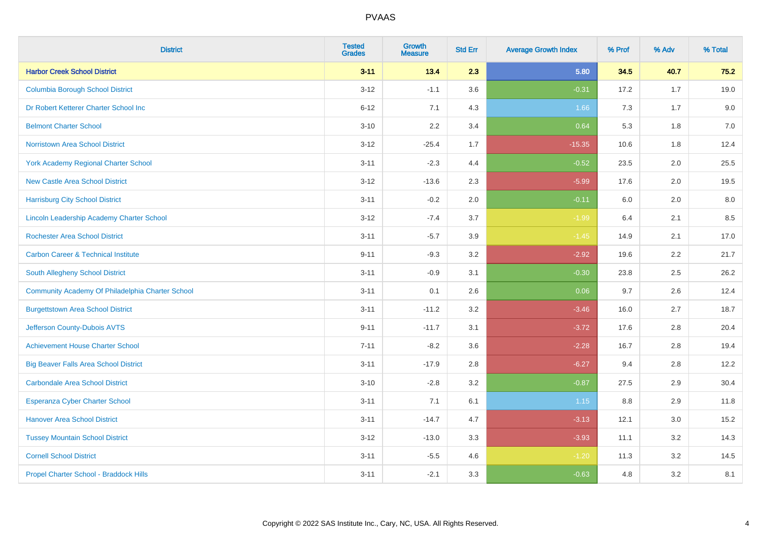# PVAAS

| District | Tested Grades | Growth Measure | Std Err | Average Growth Index | % Prof | % Adv | % Total |
|---|---|---|---|---|---|---|---|
| **Harbor Creek School District** | **3-11** | **13.4** | **2.3** | **5.80** | **34.5** | **40.7** | **75.2** |
| Columbia Borough School District | 3-12 | -1.1 | 3.6 | -0.31 | 17.2 | 1.7 | 19.0 |
| Dr Robert Ketterer Charter School Inc | 6-12 | 7.1 | 4.3 | 1.66 | 7.3 | 1.7 | 9.0 |
| Belmont Charter School | 3-10 | 2.2 | 3.4 | 0.64 | 5.3 | 1.8 | 7.0 |
| Norristown Area School District | 3-12 | -25.4 | 1.7 | -15.35 | 10.6 | 1.8 | 12.4 |
| York Academy Regional Charter School | 3-11 | -2.3 | 4.4 | -0.52 | 23.5 | 2.0 | 25.5 |
| New Castle Area School District | 3-12 | -13.6 | 2.3 | -5.99 | 17.6 | 2.0 | 19.5 |
| Harrisburg City School District | 3-11 | -0.2 | 2.0 | -0.11 | 6.0 | 2.0 | 8.0 |
| Lincoln Leadership Academy Charter School | 3-12 | -7.4 | 3.7 | -1.99 | 6.4 | 2.1 | 8.5 |
| Rochester Area School District | 3-11 | -5.7 | 3.9 | -1.45 | 14.9 | 2.1 | 17.0 |
| Carbon Career & Technical Institute | 9-11 | -9.3 | 3.2 | -2.92 | 19.6 | 2.2 | 21.7 |
| South Allegheny School District | 3-11 | -0.9 | 3.1 | -0.30 | 23.8 | 2.5 | 26.2 |
| Community Academy Of Philadelphia Charter School | 3-11 | 0.1 | 2.6 | 0.06 | 9.7 | 2.6 | 12.4 |
| Burgettstown Area School District | 3-11 | -11.2 | 3.2 | -3.46 | 16.0 | 2.7 | 18.7 |
| Jefferson County-Dubois AVTS | 9-11 | -11.7 | 3.1 | -3.72 | 17.6 | 2.8 | 20.4 |
| Achievement House Charter School | 7-11 | -8.2 | 3.6 | -2.28 | 16.7 | 2.8 | 19.4 |
| Big Beaver Falls Area School District | 3-11 | -17.9 | 2.8 | -6.27 | 9.4 | 2.8 | 12.2 |
| Carbondale Area School District | 3-10 | -2.8 | 3.2 | -0.87 | 27.5 | 2.9 | 30.4 |
| Esperanza Cyber Charter School | 3-11 | 7.1 | 6.1 | 1.15 | 8.8 | 2.9 | 11.8 |
| Hanover Area School District | 3-11 | -14.7 | 4.7 | -3.13 | 12.1 | 3.0 | 15.2 |
| Tussey Mountain School District | 3-12 | -13.0 | 3.3 | -3.93 | 11.1 | 3.2 | 14.3 |
| Cornell School District | 3-11 | -5.5 | 4.6 | -1.20 | 11.3 | 3.2 | 14.5 |
| Propel Charter School - Braddock Hills | 3-11 | -2.1 | 3.3 | -0.63 | 4.8 | 3.2 | 8.1 |

Copyright © 2022 SAS Institute Inc., Cary, NC, USA. All Rights Reserved.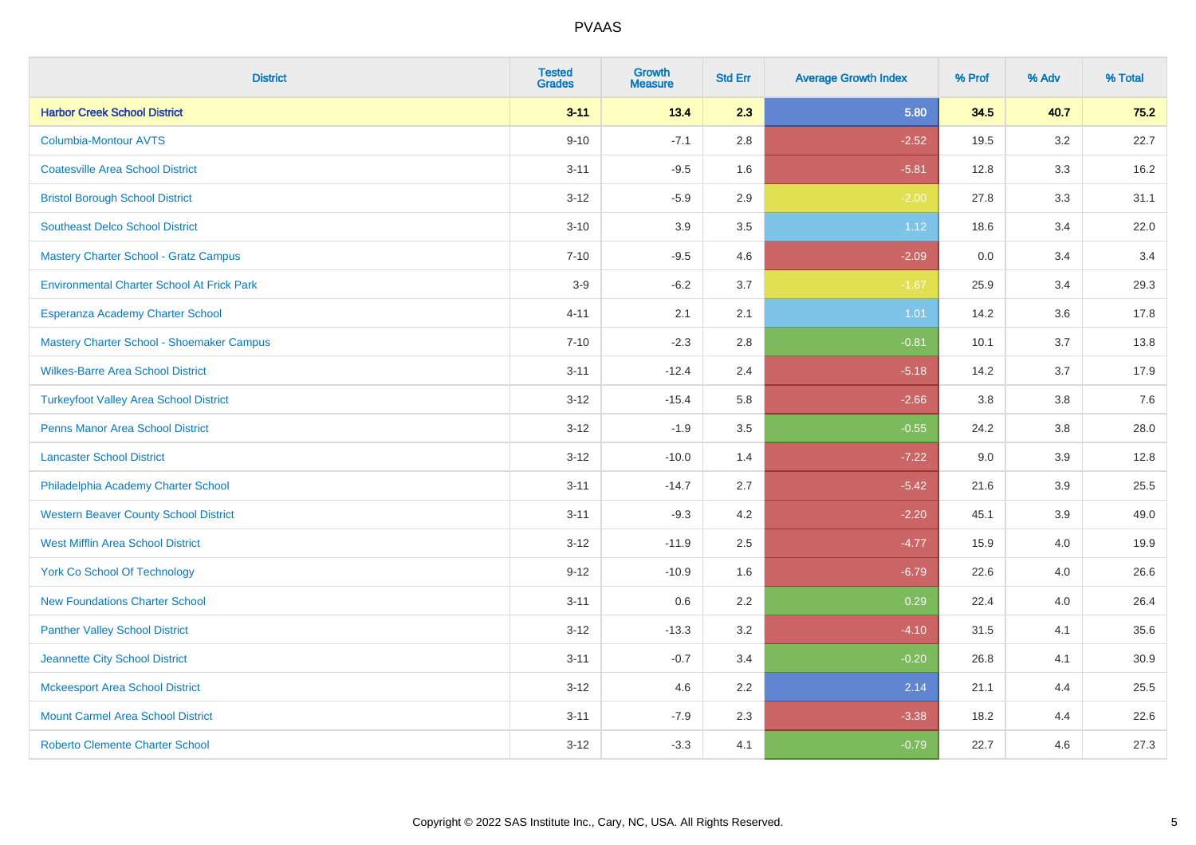# PVAAS

| District | Tested Grades | Growth Measure | Std Err | Average Growth Index | % Prof | % Adv | % Total |
|---|---|---|---|---|---|---|---|
| **Harbor Creek School District** | **3-11** | **13.4** | **2.3** | **5.80** | **34.5** | **40.7** | **75.2** |
| Columbia-Montour AVTS | 9-10 | -7.1 | 2.8 | -2.52 | 19.5 | 3.2 | 22.7 |
| Coatesville Area School District | 3-11 | -9.5 | 1.6 | -5.81 | 12.8 | 3.3 | 16.2 |
| Bristol Borough School District | 3-12 | -5.9 | 2.9 | -2.00 | 27.8 | 3.3 | 31.1 |
| Southeast Delco School District | 3-10 | 3.9 | 3.5 | 1.12 | 18.6 | 3.4 | 22.0 |
| Mastery Charter School - Gratz Campus | 7-10 | -9.5 | 4.6 | -2.09 | 0.0 | 3.4 | 3.4 |
| Environmental Charter School At Frick Park | 3-9 | -6.2 | 3.7 | -1.67 | 25.9 | 3.4 | 29.3 |
| Esperanza Academy Charter School | 4-11 | 2.1 | 2.1 | 1.01 | 14.2 | 3.6 | 17.8 |
| Mastery Charter School - Shoemaker Campus | 7-10 | -2.3 | 2.8 | -0.81 | 10.1 | 3.7 | 13.8 |
| Wilkes-Barre Area School District | 3-11 | -12.4 | 2.4 | -5.18 | 14.2 | 3.7 | 17.9 |
| Turkeyfoot Valley Area School District | 3-12 | -15.4 | 5.8 | -2.66 | 3.8 | 3.8 | 7.6 |
| Penns Manor Area School District | 3-12 | -1.9 | 3.5 | -0.55 | 24.2 | 3.8 | 28.0 |
| Lancaster School District | 3-12 | -10.0 | 1.4 | -7.22 | 9.0 | 3.9 | 12.8 |
| Philadelphia Academy Charter School | 3-11 | -14.7 | 2.7 | -5.42 | 21.6 | 3.9 | 25.5 |
| Western Beaver County School District | 3-11 | -9.3 | 4.2 | -2.20 | 45.1 | 3.9 | 49.0 |
| West Mifflin Area School District | 3-12 | -11.9 | 2.5 | -4.77 | 15.9 | 4.0 | 19.9 |
| York Co School Of Technology | 9-12 | -10.9 | 1.6 | -6.79 | 22.6 | 4.0 | 26.6 |
| New Foundations Charter School | 3-11 | 0.6 | 2.2 | 0.29 | 22.4 | 4.0 | 26.4 |
| Panther Valley School District | 3-12 | -13.3 | 3.2 | -4.10 | 31.5 | 4.1 | 35.6 |
| Jeannette City School District | 3-11 | -0.7 | 3.4 | -0.20 | 26.8 | 4.1 | 30.9 |
| Mckeesport Area School District | 3-12 | 4.6 | 2.2 | 2.14 | 21.1 | 4.4 | 25.5 |
| Mount Carmel Area School District | 3-11 | -7.9 | 2.3 | -3.38 | 18.2 | 4.4 | 22.6 |
| Roberto Clemente Charter School | 3-12 | -3.3 | 4.1 | -0.79 | 22.7 | 4.6 | 27.3 |

Copyright © 2022 SAS Institute Inc., Cary, NC, USA. All Rights Reserved.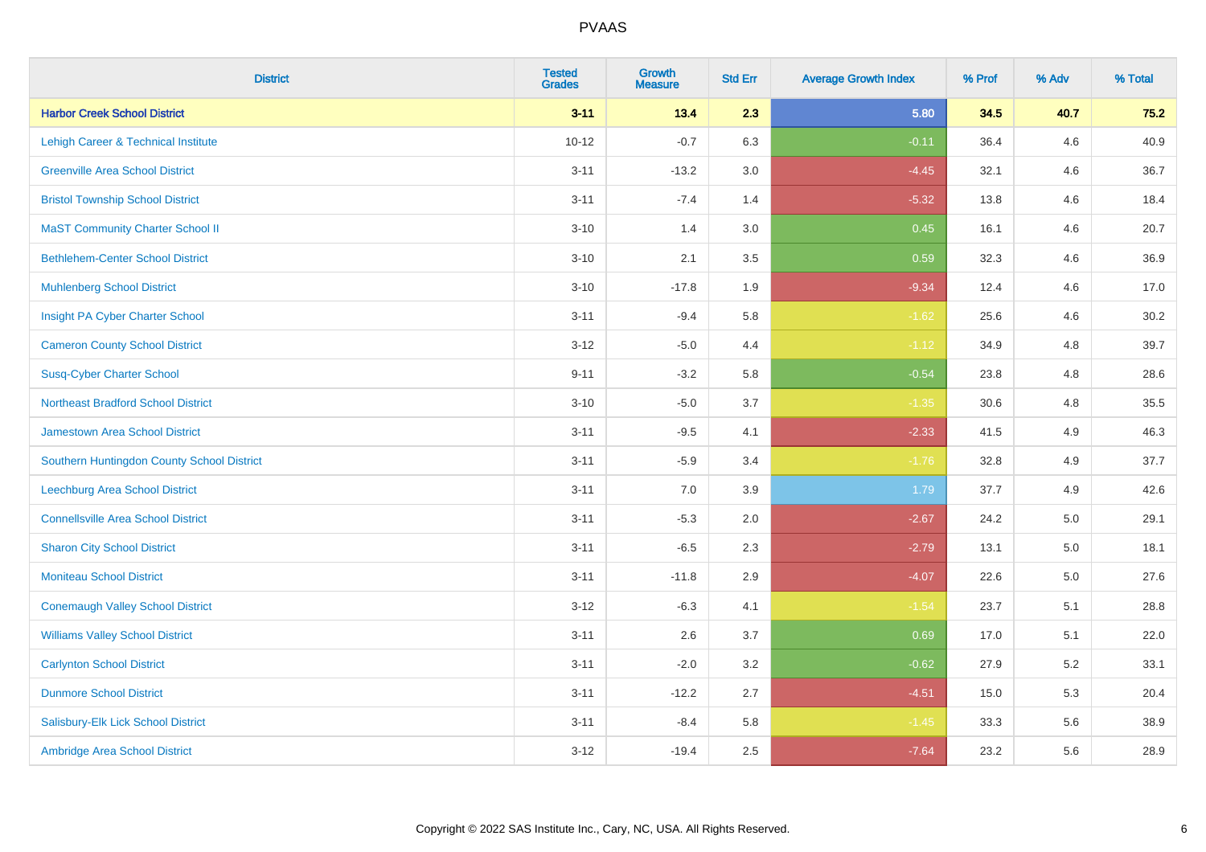# PVAAS

| District | Tested Grades | Growth Measure | Std Err | Average Growth Index | % Prof | % Adv | % Total |
|---|---|---|---|---|---|---|---|
| **Harbor Creek School District** | **3-11** | **13.4** | **2.3** | **5.80** | **34.5** | **40.7** | **75.2** |
| Lehigh Career & Technical Institute | 10-12 | -0.7 | 6.3 | -0.11 | 36.4 | 4.6 | 40.9 |
| Greenville Area School District | 3-11 | -13.2 | 3.0 | -4.45 | 32.1 | 4.6 | 36.7 |
| Bristol Township School District | 3-11 | -7.4 | 1.4 | -5.32 | 13.8 | 4.6 | 18.4 |
| MaST Community Charter School II | 3-10 | 1.4 | 3.0 | 0.45 | 16.1 | 4.6 | 20.7 |
| Bethlehem-Center School District | 3-10 | 2.1 | 3.5 | 0.59 | 32.3 | 4.6 | 36.9 |
| Muhlenberg School District | 3-10 | -17.8 | 1.9 | -9.34 | 12.4 | 4.6 | 17.0 |
| Insight PA Cyber Charter School | 3-11 | -9.4 | 5.8 | -1.62 | 25.6 | 4.6 | 30.2 |
| Cameron County School District | 3-12 | -5.0 | 4.4 | -1.12 | 34.9 | 4.8 | 39.7 |
| Susq-Cyber Charter School | 9-11 | -3.2 | 5.8 | -0.54 | 23.8 | 4.8 | 28.6 |
| Northeast Bradford School District | 3-10 | -5.0 | 3.7 | -1.35 | 30.6 | 4.8 | 35.5 |
| Jamestown Area School District | 3-11 | -9.5 | 4.1 | -2.33 | 41.5 | 4.9 | 46.3 |
| Southern Huntingdon County School District | 3-11 | -5.9 | 3.4 | -1.76 | 32.8 | 4.9 | 37.7 |
| Leechburg Area School District | 3-11 | 7.0 | 3.9 | 1.79 | 37.7 | 4.9 | 42.6 |
| Connellsville Area School District | 3-11 | -5.3 | 2.0 | -2.67 | 24.2 | 5.0 | 29.1 |
| Sharon City School District | 3-11 | -6.5 | 2.3 | -2.79 | 13.1 | 5.0 | 18.1 |
| Moniteau School District | 3-11 | -11.8 | 2.9 | -4.07 | 22.6 | 5.0 | 27.6 |
| Conemaugh Valley School District | 3-12 | -6.3 | 4.1 | -1.54 | 23.7 | 5.1 | 28.8 |
| Williams Valley School District | 3-11 | 2.6 | 3.7 | 0.69 | 17.0 | 5.1 | 22.0 |
| Carlynton School District | 3-11 | -2.0 | 3.2 | -0.62 | 27.9 | 5.2 | 33.1 |
| Dunmore School District | 3-11 | -12.2 | 2.7 | -4.51 | 15.0 | 5.3 | 20.4 |
| Salisbury-Elk Lick School District | 3-11 | -8.4 | 5.8 | -1.45 | 33.3 | 5.6 | 38.9 |
| Ambridge Area School District | 3-12 | -19.4 | 2.5 | -7.64 | 23.2 | 5.6 | 28.9 |

Copyright © 2022 SAS Institute Inc., Cary, NC, USA. All Rights Reserved.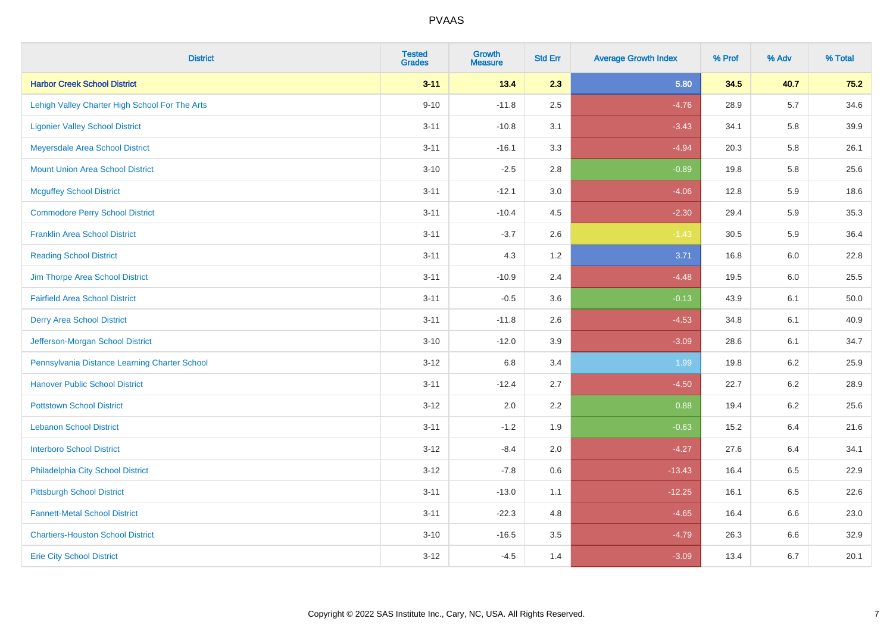| District | Tested Grades | Growth Measure | Std Err | Average Growth Index | % Prof | % Adv | % Total |
|---|---|---|---|---|---|---|---|
| **Harbor Creek School District** | **3-11** | **13.4** | **2.3** | **5.80** | **34.5** | **40.7** | **75.2** |
| Lehigh Valley Charter High School For The Arts | 9-10 | -11.8 | 2.5 | -4.76 | 28.9 | 5.7 | 34.6 |
| Ligonier Valley School District | 3-11 | -10.8 | 3.1 | -3.43 | 34.1 | 5.8 | 39.9 |
| Meyersdale Area School District | 3-11 | -16.1 | 3.3 | -4.94 | 20.3 | 5.8 | 26.1 |
| Mount Union Area School District | 3-10 | -2.5 | 2.8 | -0.89 | 19.8 | 5.8 | 25.6 |
| Mcguffey School District | 3-11 | -12.1 | 3.0 | -4.06 | 12.8 | 5.9 | 18.6 |
| Commodore Perry School District | 3-11 | -10.4 | 4.5 | -2.30 | 29.4 | 5.9 | 35.3 |
| Franklin Area School District | 3-11 | -3.7 | 2.6 | -1.43 | 30.5 | 5.9 | 36.4 |
| Reading School District | 3-11 | 4.3 | 1.2 | 3.71 | 16.8 | 6.0 | 22.8 |
| Jim Thorpe Area School District | 3-11 | -10.9 | 2.4 | -4.48 | 19.5 | 6.0 | 25.5 |
| Fairfield Area School District | 3-11 | -0.5 | 3.6 | -0.13 | 43.9 | 6.1 | 50.0 |
| Derry Area School District | 3-11 | -11.8 | 2.6 | -4.53 | 34.8 | 6.1 | 40.9 |
| Jefferson-Morgan School District | 3-10 | -12.0 | 3.9 | -3.09 | 28.6 | 6.1 | 34.7 |
| Pennsylvania Distance Learning Charter School | 3-12 | 6.8 | 3.4 | 1.99 | 19.8 | 6.2 | 25.9 |
| Hanover Public School District | 3-11 | -12.4 | 2.7 | -4.50 | 22.7 | 6.2 | 28.9 |
| Pottstown School District | 3-12 | 2.0 | 2.2 | 0.88 | 19.4 | 6.2 | 25.6 |
| Lebanon School District | 3-11 | -1.2 | 1.9 | -0.63 | 15.2 | 6.4 | 21.6 |
| Interboro School District | 3-12 | -8.4 | 2.0 | -4.27 | 27.6 | 6.4 | 34.1 |
| Philadelphia City School District | 3-12 | -7.8 | 0.6 | -13.43 | 16.4 | 6.5 | 22.9 |
| Pittsburgh School District | 3-11 | -13.0 | 1.1 | -12.25 | 16.1 | 6.5 | 22.6 |
| Fannett-Metal School District | 3-11 | -22.3 | 4.8 | -4.65 | 16.4 | 6.6 | 23.0 |
| Chartiers-Houston School District | 3-10 | -16.5 | 3.5 | -4.79 | 26.3 | 6.6 | 32.9 |
| Erie City School District | 3-12 | -4.5 | 1.4 | -3.09 | 13.4 | 6.7 | 20.1 |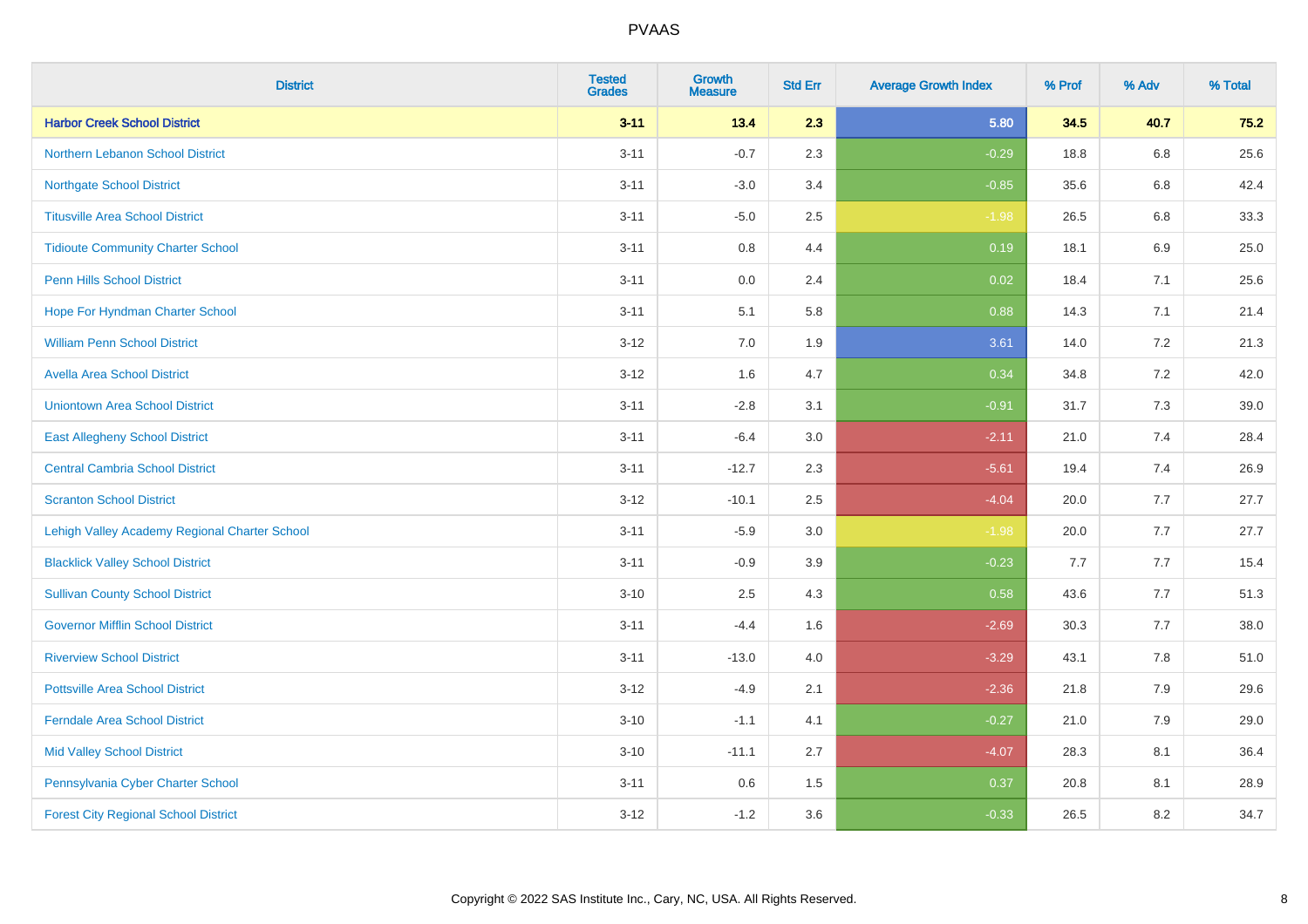| District | Tested Grades | Growth Measure | Std Err | Average Growth Index | % Prof | % Adv | % Total |
|---|---|---|---|---|---|---|---|
| **Harbor Creek School District** | **3-11** | **13.4** | **2.3** | **5.80** | **34.5** | **40.7** | **75.2** |
| Northern Lebanon School District | 3-11 | -0.7 | 2.3 | -0.29 | 18.8 | 6.8 | 25.6 |
| Northgate School District | 3-11 | -3.0 | 3.4 | -0.85 | 35.6 | 6.8 | 42.4 |
| Titusville Area School District | 3-11 | -5.0 | 2.5 | -1.98 | 26.5 | 6.8 | 33.3 |
| Tidioute Community Charter School | 3-11 | 0.8 | 4.4 | 0.19 | 18.1 | 6.9 | 25.0 |
| Penn Hills School District | 3-11 | 0.0 | 2.4 | 0.02 | 18.4 | 7.1 | 25.6 |
| Hope For Hyndman Charter School | 3-11 | 5.1 | 5.8 | 0.88 | 14.3 | 7.1 | 21.4 |
| William Penn School District | 3-12 | 7.0 | 1.9 | 3.61 | 14.0 | 7.2 | 21.3 |
| Avella Area School District | 3-12 | 1.6 | 4.7 | 0.34 | 34.8 | 7.2 | 42.0 |
| Uniontown Area School District | 3-11 | -2.8 | 3.1 | -0.91 | 31.7 | 7.3 | 39.0 |
| East Allegheny School District | 3-11 | -6.4 | 3.0 | -2.11 | 21.0 | 7.4 | 28.4 |
| Central Cambria School District | 3-11 | -12.7 | 2.3 | -5.61 | 19.4 | 7.4 | 26.9 |
| Scranton School District | 3-12 | -10.1 | 2.5 | -4.04 | 20.0 | 7.7 | 27.7 |
| Lehigh Valley Academy Regional Charter School | 3-11 | -5.9 | 3.0 | -1.98 | 20.0 | 7.7 | 27.7 |
| Blacklick Valley School District | 3-11 | -0.9 | 3.9 | -0.23 | 7.7 | 7.7 | 15.4 |
| Sullivan County School District | 3-10 | 2.5 | 4.3 | 0.58 | 43.6 | 7.7 | 51.3 |
| Governor Mifflin School District | 3-11 | -4.4 | 1.6 | -2.69 | 30.3 | 7.7 | 38.0 |
| Riverview School District | 3-11 | -13.0 | 4.0 | -3.29 | 43.1 | 7.8 | 51.0 |
| Pottsville Area School District | 3-12 | -4.9 | 2.1 | -2.36 | 21.8 | 7.9 | 29.6 |
| Ferndale Area School District | 3-10 | -1.1 | 4.1 | -0.27 | 21.0 | 7.9 | 29.0 |
| Mid Valley School District | 3-10 | -11.1 | 2.7 | -4.07 | 28.3 | 8.1 | 36.4 |
| Pennsylvania Cyber Charter School | 3-11 | 0.6 | 1.5 | 0.37 | 20.8 | 8.1 | 28.9 |
| Forest City Regional School District | 3-12 | -1.2 | 3.6 | -0.33 | 26.5 | 8.2 | 34.7 |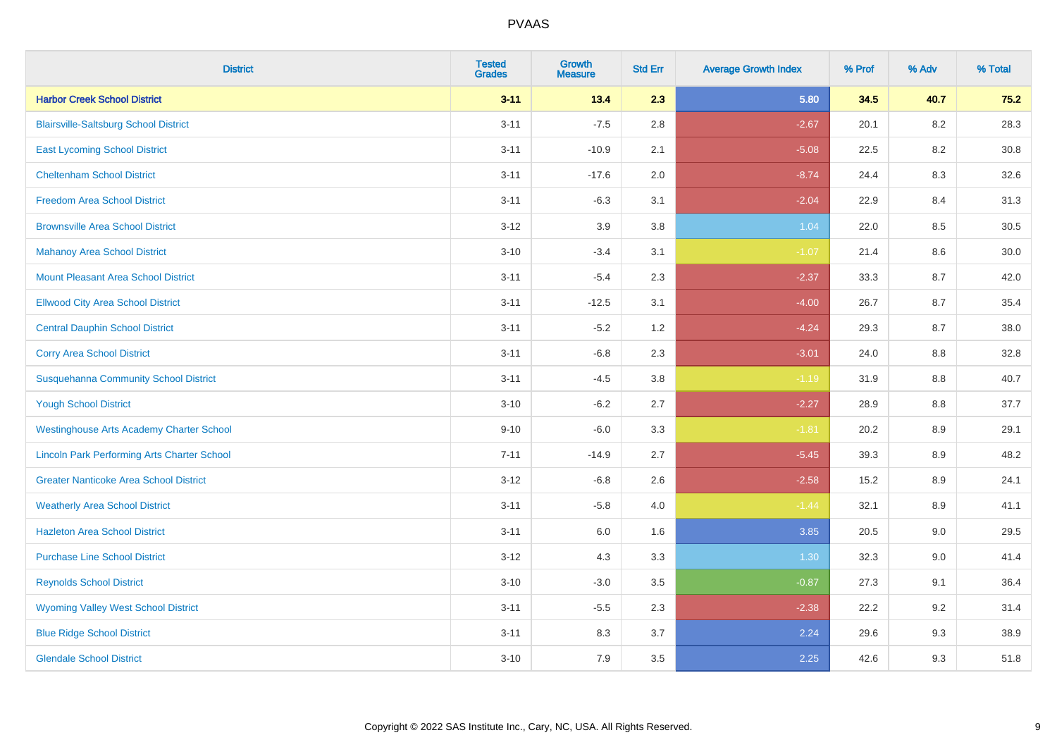| District | Tested Grades | Growth Measure | Std Err | Average Growth Index | % Prof | % Adv | % Total |
|---|---|---|---|---|---|---|---|
| **Harbor Creek School District** | **3-11** | **13.4** | **2.3** | **5.80** | **34.5** | **40.7** | **75.2** |
| Blairsville-Saltsburg School District | 3-11 | -7.5 | 2.8 | -2.67 | 20.1 | 8.2 | 28.3 |
| East Lycoming School District | 3-11 | -10.9 | 2.1 | -5.08 | 22.5 | 8.2 | 30.8 |
| Cheltenham School District | 3-11 | -17.6 | 2.0 | -8.74 | 24.4 | 8.3 | 32.6 |
| Freedom Area School District | 3-11 | -6.3 | 3.1 | -2.04 | 22.9 | 8.4 | 31.3 |
| Brownsville Area School District | 3-12 | 3.9 | 3.8 | 1.04 | 22.0 | 8.5 | 30.5 |
| Mahanoy Area School District | 3-10 | -3.4 | 3.1 | -1.07 | 21.4 | 8.6 | 30.0 |
| Mount Pleasant Area School District | 3-11 | -5.4 | 2.3 | -2.37 | 33.3 | 8.7 | 42.0 |
| Ellwood City Area School District | 3-11 | -12.5 | 3.1 | -4.00 | 26.7 | 8.7 | 35.4 |
| Central Dauphin School District | 3-11 | -5.2 | 1.2 | -4.24 | 29.3 | 8.7 | 38.0 |
| Corry Area School District | 3-11 | -6.8 | 2.3 | -3.01 | 24.0 | 8.8 | 32.8 |
| Susquehanna Community School District | 3-11 | -4.5 | 3.8 | -1.19 | 31.9 | 8.8 | 40.7 |
| Yough School District | 3-10 | -6.2 | 2.7 | -2.27 | 28.9 | 8.8 | 37.7 |
| Westinghouse Arts Academy Charter School | 9-10 | -6.0 | 3.3 | -1.81 | 20.2 | 8.9 | 29.1 |
| Lincoln Park Performing Arts Charter School | 7-11 | -14.9 | 2.7 | -5.45 | 39.3 | 8.9 | 48.2 |
| Greater Nanticoke Area School District | 3-12 | -6.8 | 2.6 | -2.58 | 15.2 | 8.9 | 24.1 |
| Weatherly Area School District | 3-11 | -5.8 | 4.0 | -1.44 | 32.1 | 8.9 | 41.1 |
| Hazleton Area School District | 3-11 | 6.0 | 1.6 | 3.85 | 20.5 | 9.0 | 29.5 |
| Purchase Line School District | 3-12 | 4.3 | 3.3 | 1.30 | 32.3 | 9.0 | 41.4 |
| Reynolds School District | 3-10 | -3.0 | 3.5 | -0.87 | 27.3 | 9.1 | 36.4 |
| Wyoming Valley West School District | 3-11 | -5.5 | 2.3 | -2.38 | 22.2 | 9.2 | 31.4 |
| Blue Ridge School District | 3-11 | 8.3 | 3.7 | 2.24 | 29.6 | 9.3 | 38.9 |
| Glendale School District | 3-10 | 7.9 | 3.5 | 2.25 | 42.6 | 9.3 | 51.8 |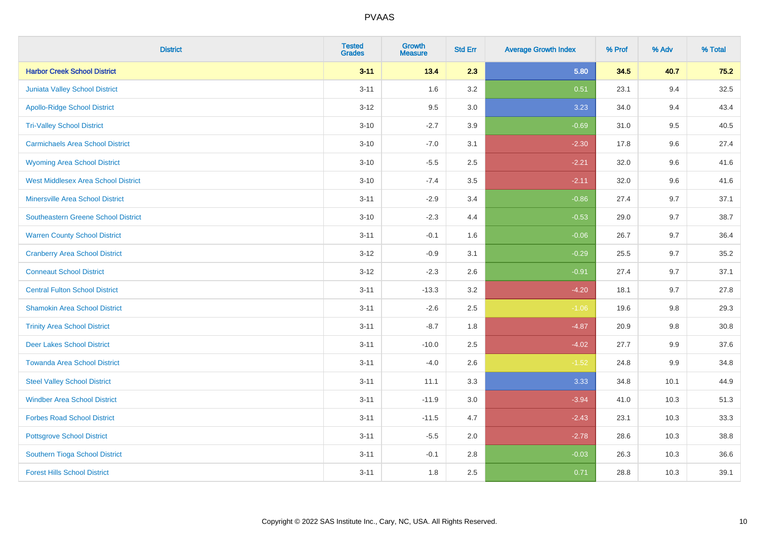| District | Tested Grades | Growth Measure | Std Err | Average Growth Index | % Prof | % Adv | % Total |
|---|---|---|---|---|---|---|---|
| **Harbor Creek School District** | **3-11** | **13.4** | **2.3** | **5.80** | **34.5** | **40.7** | **75.2** |
| Juniata Valley School District | 3-11 | 1.6 | 3.2 | 0.51 | 23.1 | 9.4 | 32.5 |
| Apollo-Ridge School District | 3-12 | 9.5 | 3.0 | 3.23 | 34.0 | 9.4 | 43.4 |
| Tri-Valley School District | 3-10 | -2.7 | 3.9 | -0.69 | 31.0 | 9.5 | 40.5 |
| Carmichaels Area School District | 3-10 | -7.0 | 3.1 | -2.30 | 17.8 | 9.6 | 27.4 |
| Wyoming Area School District | 3-10 | -5.5 | 2.5 | -2.21 | 32.0 | 9.6 | 41.6 |
| West Middlesex Area School District | 3-10 | -7.4 | 3.5 | -2.11 | 32.0 | 9.6 | 41.6 |
| Minersville Area School District | 3-11 | -2.9 | 3.4 | -0.86 | 27.4 | 9.7 | 37.1 |
| Southeastern Greene School District | 3-10 | -2.3 | 4.4 | -0.53 | 29.0 | 9.7 | 38.7 |
| Warren County School District | 3-11 | -0.1 | 1.6 | -0.06 | 26.7 | 9.7 | 36.4 |
| Cranberry Area School District | 3-12 | -0.9 | 3.1 | -0.29 | 25.5 | 9.7 | 35.2 |
| Conneaut School District | 3-12 | -2.3 | 2.6 | -0.91 | 27.4 | 9.7 | 37.1 |
| Central Fulton School District | 3-11 | -13.3 | 3.2 | -4.20 | 18.1 | 9.7 | 27.8 |
| Shamokin Area School District | 3-11 | -2.6 | 2.5 | -1.06 | 19.6 | 9.8 | 29.3 |
| Trinity Area School District | 3-11 | -8.7 | 1.8 | -4.87 | 20.9 | 9.8 | 30.8 |
| Deer Lakes School District | 3-11 | -10.0 | 2.5 | -4.02 | 27.7 | 9.9 | 37.6 |
| Towanda Area School District | 3-11 | -4.0 | 2.6 | -1.52 | 24.8 | 9.9 | 34.8 |
| Steel Valley School District | 3-11 | 11.1 | 3.3 | 3.33 | 34.8 | 10.1 | 44.9 |
| Windber Area School District | 3-11 | -11.9 | 3.0 | -3.94 | 41.0 | 10.3 | 51.3 |
| Forbes Road School District | 3-11 | -11.5 | 4.7 | -2.43 | 23.1 | 10.3 | 33.3 |
| Pottsgrove School District | 3-11 | -5.5 | 2.0 | -2.78 | 28.6 | 10.3 | 38.8 |
| Southern Tioga School District | 3-11 | -0.1 | 2.8 | -0.03 | 26.3 | 10.3 | 36.6 |
| Forest Hills School District | 3-11 | 1.8 | 2.5 | 0.71 | 28.8 | 10.3 | 39.1 |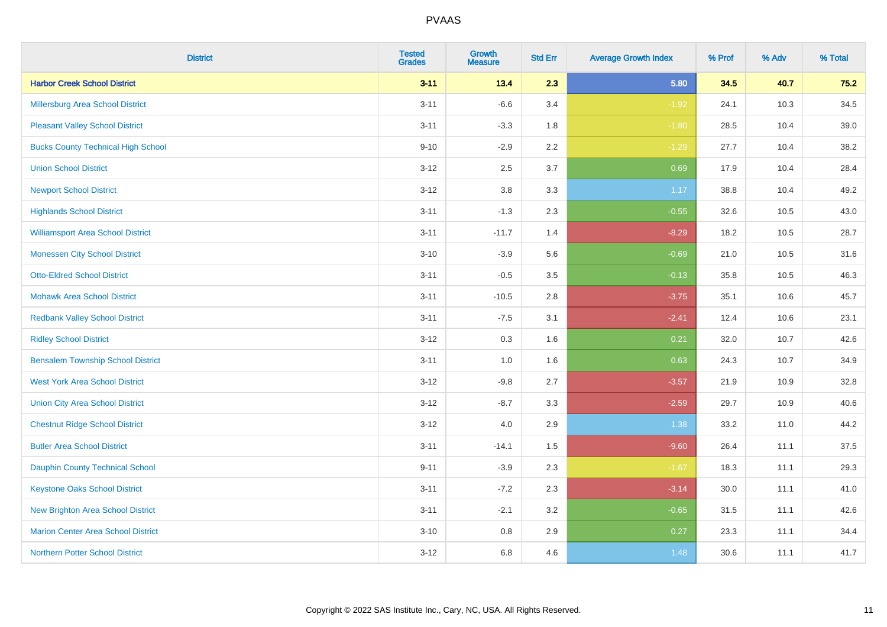# PVAAS

| District | Tested Grades | Growth Measure | Std Err | Average Growth Index | % Prof | % Adv | % Total |
|---|---|---|---|---|---|---|---|
| **Harbor Creek School District** | **3-11** | **13.4** | **2.3** | **5.80** | **34.5** | **40.7** | **75.2** |
| Millersburg Area School District | 3-11 | -6.6 | 3.4 | -1.92 | 24.1 | 10.3 | 34.5 |
| Pleasant Valley School District | 3-11 | -3.3 | 1.8 | -1.80 | 28.5 | 10.4 | 39.0 |
| Bucks County Technical High School | 9-10 | -2.9 | 2.2 | -1.29 | 27.7 | 10.4 | 38.2 |
| Union School District | 3-12 | 2.5 | 3.7 | 0.69 | 17.9 | 10.4 | 28.4 |
| Newport School District | 3-12 | 3.8 | 3.3 | 1.17 | 38.8 | 10.4 | 49.2 |
| Highlands School District | 3-11 | -1.3 | 2.3 | -0.55 | 32.6 | 10.5 | 43.0 |
| Williamsport Area School District | 3-11 | -11.7 | 1.4 | -8.29 | 18.2 | 10.5 | 28.7 |
| Monessen City School District | 3-10 | -3.9 | 5.6 | -0.69 | 21.0 | 10.5 | 31.6 |
| Otto-Eldred School District | 3-11 | -0.5 | 3.5 | -0.13 | 35.8 | 10.5 | 46.3 |
| Mohawk Area School District | 3-11 | -10.5 | 2.8 | -3.75 | 35.1 | 10.6 | 45.7 |
| Redbank Valley School District | 3-11 | -7.5 | 3.1 | -2.41 | 12.4 | 10.6 | 23.1 |
| Ridley School District | 3-12 | 0.3 | 1.6 | 0.21 | 32.0 | 10.7 | 42.6 |
| Bensalem Township School District | 3-11 | 1.0 | 1.6 | 0.63 | 24.3 | 10.7 | 34.9 |
| West York Area School District | 3-12 | -9.8 | 2.7 | -3.57 | 21.9 | 10.9 | 32.8 |
| Union City Area School District | 3-12 | -8.7 | 3.3 | -2.59 | 29.7 | 10.9 | 40.6 |
| Chestnut Ridge School District | 3-12 | 4.0 | 2.9 | 1.38 | 33.2 | 11.0 | 44.2 |
| Butler Area School District | 3-11 | -14.1 | 1.5 | -9.60 | 26.4 | 11.1 | 37.5 |
| Dauphin County Technical School | 9-11 | -3.9 | 2.3 | -1.67 | 18.3 | 11.1 | 29.3 |
| Keystone Oaks School District | 3-11 | -7.2 | 2.3 | -3.14 | 30.0 | 11.1 | 41.0 |
| New Brighton Area School District | 3-11 | -2.1 | 3.2 | -0.65 | 31.5 | 11.1 | 42.6 |
| Marion Center Area School District | 3-10 | 0.8 | 2.9 | 0.27 | 23.3 | 11.1 | 34.4 |
| Northern Potter School District | 3-12 | 6.8 | 4.6 | 1.48 | 30.6 | 11.1 | 41.7 |

Copyright © 2022 SAS Institute Inc., Cary, NC, USA. All Rights Reserved.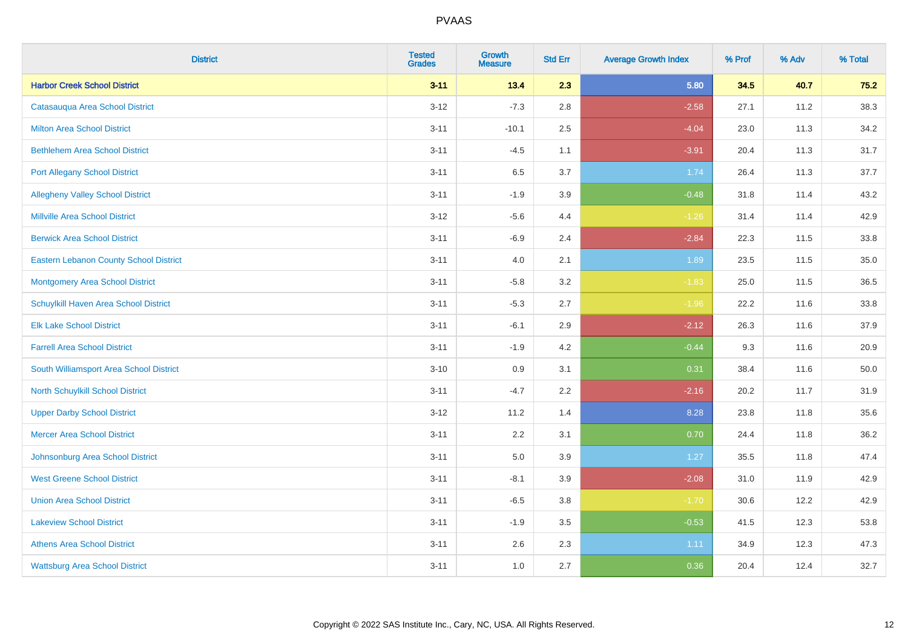| District | Tested Grades | Growth Measure | Std Err | Average Growth Index | % Prof | % Adv | % Total |
|---|---|---|---|---|---|---|---|
| **Harbor Creek School District** | **3-11** | **13.4** | **2.3** | **5.80** | **34.5** | **40.7** | **75.2** |
| Catasauqua Area School District | 3-12 | -7.3 | 2.8 | -2.58 | 27.1 | 11.2 | 38.3 |
| Milton Area School District | 3-11 | -10.1 | 2.5 | -4.04 | 23.0 | 11.3 | 34.2 |
| Bethlehem Area School District | 3-11 | -4.5 | 1.1 | -3.91 | 20.4 | 11.3 | 31.7 |
| Port Allegany School District | 3-11 | 6.5 | 3.7 | 1.74 | 26.4 | 11.3 | 37.7 |
| Allegheny Valley School District | 3-11 | -1.9 | 3.9 | -0.48 | 31.8 | 11.4 | 43.2 |
| Millville Area School District | 3-12 | -5.6 | 4.4 | -1.26 | 31.4 | 11.4 | 42.9 |
| Berwick Area School District | 3-11 | -6.9 | 2.4 | -2.84 | 22.3 | 11.5 | 33.8 |
| Eastern Lebanon County School District | 3-11 | 4.0 | 2.1 | 1.89 | 23.5 | 11.5 | 35.0 |
| Montgomery Area School District | 3-11 | -5.8 | 3.2 | -1.83 | 25.0 | 11.5 | 36.5 |
| Schuylkill Haven Area School District | 3-11 | -5.3 | 2.7 | -1.96 | 22.2 | 11.6 | 33.8 |
| Elk Lake School District | 3-11 | -6.1 | 2.9 | -2.12 | 26.3 | 11.6 | 37.9 |
| Farrell Area School District | 3-11 | -1.9 | 4.2 | -0.44 | 9.3 | 11.6 | 20.9 |
| South Williamsport Area School District | 3-10 | 0.9 | 3.1 | 0.31 | 38.4 | 11.6 | 50.0 |
| North Schuylkill School District | 3-11 | -4.7 | 2.2 | -2.16 | 20.2 | 11.7 | 31.9 |
| Upper Darby School District | 3-12 | 11.2 | 1.4 | 8.28 | 23.8 | 11.8 | 35.6 |
| Mercer Area School District | 3-11 | 2.2 | 3.1 | 0.70 | 24.4 | 11.8 | 36.2 |
| Johnsonburg Area School District | 3-11 | 5.0 | 3.9 | 1.27 | 35.5 | 11.8 | 47.4 |
| West Greene School District | 3-11 | -8.1 | 3.9 | -2.08 | 31.0 | 11.9 | 42.9 |
| Union Area School District | 3-11 | -6.5 | 3.8 | -1.70 | 30.6 | 12.2 | 42.9 |
| Lakeview School District | 3-11 | -1.9 | 3.5 | -0.53 | 41.5 | 12.3 | 53.8 |
| Athens Area School District | 3-11 | 2.6 | 2.3 | 1.11 | 34.9 | 12.3 | 47.3 |
| Wattsburg Area School District | 3-11 | 1.0 | 2.7 | 0.36 | 20.4 | 12.4 | 32.7 |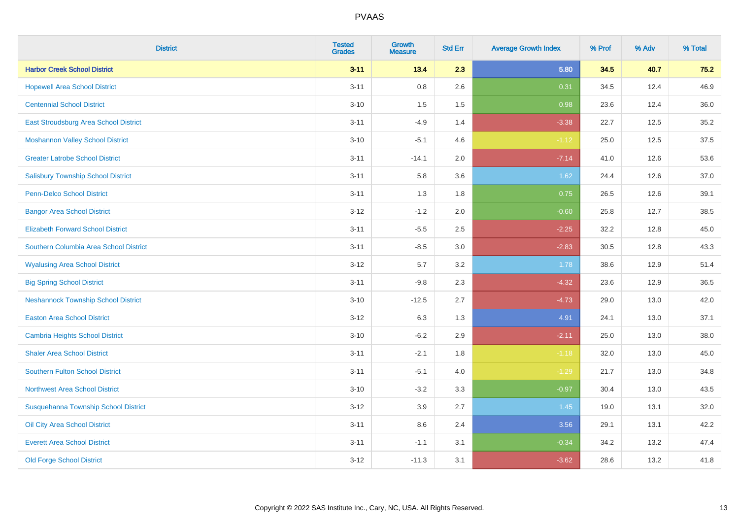# PVAAS

| District | Tested Grades | Growth Measure | Std Err | Average Growth Index | % Prof | % Adv | % Total |
|---|---|---|---|---|---|---|---|
| **Harbor Creek School District** | **3-11** | **13.4** | **2.3** | **5.80** | **34.5** | **40.7** | **75.2** |
| Hopewell Area School District | 3-11 | 0.8 | 2.6 | 0.31 | 34.5 | 12.4 | 46.9 |
| Centennial School District | 3-10 | 1.5 | 1.5 | 0.98 | 23.6 | 12.4 | 36.0 |
| East Stroudsburg Area School District | 3-11 | -4.9 | 1.4 | -3.38 | 22.7 | 12.5 | 35.2 |
| Moshannon Valley School District | 3-10 | -5.1 | 4.6 | -1.12 | 25.0 | 12.5 | 37.5 |
| Greater Latrobe School District | 3-11 | -14.1 | 2.0 | -7.14 | 41.0 | 12.6 | 53.6 |
| Salisbury Township School District | 3-11 | 5.8 | 3.6 | 1.62 | 24.4 | 12.6 | 37.0 |
| Penn-Delco School District | 3-11 | 1.3 | 1.8 | 0.75 | 26.5 | 12.6 | 39.1 |
| Bangor Area School District | 3-12 | -1.2 | 2.0 | -0.60 | 25.8 | 12.7 | 38.5 |
| Elizabeth Forward School District | 3-11 | -5.5 | 2.5 | -2.25 | 32.2 | 12.8 | 45.0 |
| Southern Columbia Area School District | 3-11 | -8.5 | 3.0 | -2.83 | 30.5 | 12.8 | 43.3 |
| Wyalusing Area School District | 3-12 | 5.7 | 3.2 | 1.78 | 38.6 | 12.9 | 51.4 |
| Big Spring School District | 3-11 | -9.8 | 2.3 | -4.32 | 23.6 | 12.9 | 36.5 |
| Neshannock Township School District | 3-10 | -12.5 | 2.7 | -4.73 | 29.0 | 13.0 | 42.0 |
| Easton Area School District | 3-12 | 6.3 | 1.3 | 4.91 | 24.1 | 13.0 | 37.1 |
| Cambria Heights School District | 3-10 | -6.2 | 2.9 | -2.11 | 25.0 | 13.0 | 38.0 |
| Shaler Area School District | 3-11 | -2.1 | 1.8 | -1.18 | 32.0 | 13.0 | 45.0 |
| Southern Fulton School District | 3-11 | -5.1 | 4.0 | -1.29 | 21.7 | 13.0 | 34.8 |
| Northwest Area School District | 3-10 | -3.2 | 3.3 | -0.97 | 30.4 | 13.0 | 43.5 |
| Susquehanna Township School District | 3-12 | 3.9 | 2.7 | 1.45 | 19.0 | 13.1 | 32.0 |
| Oil City Area School District | 3-11 | 8.6 | 2.4 | 3.56 | 29.1 | 13.1 | 42.2 |
| Everett Area School District | 3-11 | -1.1 | 3.1 | -0.34 | 34.2 | 13.2 | 47.4 |
| Old Forge School District | 3-12 | -11.3 | 3.1 | -3.62 | 28.6 | 13.2 | 41.8 |

Copyright © 2022 SAS Institute Inc., Cary, NC, USA. All Rights Reserved.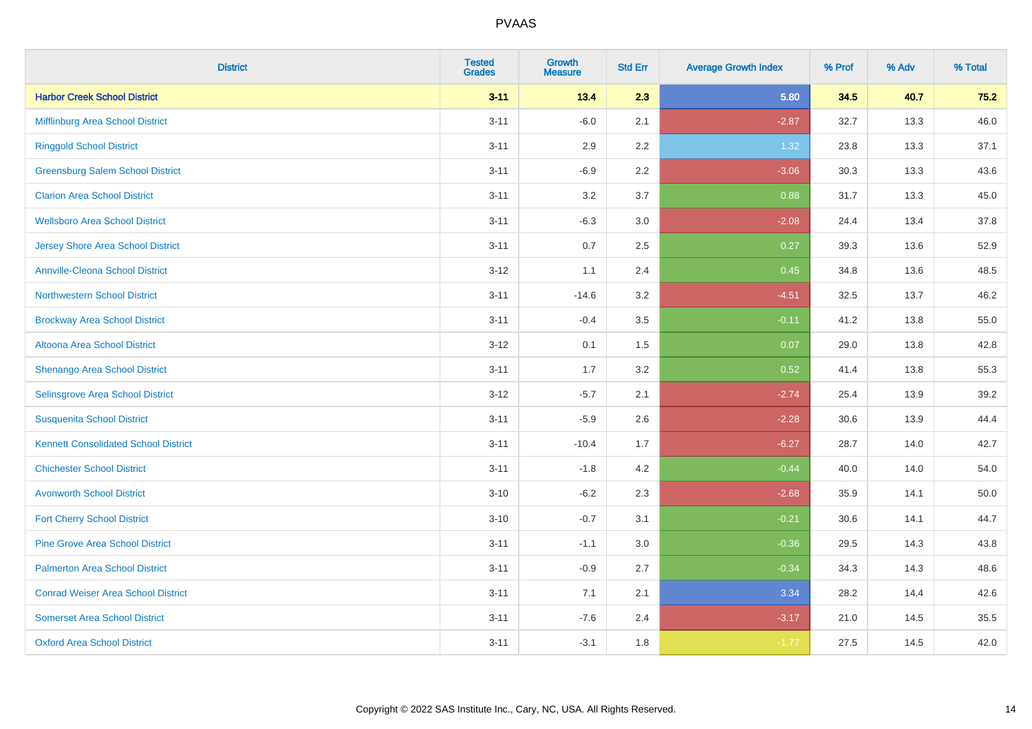# PVAAS

| District | Tested Grades | Growth Measure | Std Err | Average Growth Index | % Prof | % Adv | % Total |
|---|---|---|---|---|---|---|---|
| **Harbor Creek School District** | **3-11** | **13.4** | **2.3** | **5.80** | **34.5** | **40.7** | **75.2** |
| Mifflinburg Area School District | 3-11 | -6.0 | 2.1 | -2.87 | 32.7 | 13.3 | 46.0 |
| Ringgold School District | 3-11 | 2.9 | 2.2 | 1.32 | 23.8 | 13.3 | 37.1 |
| Greensburg Salem School District | 3-11 | -6.9 | 2.2 | -3.06 | 30.3 | 13.3 | 43.6 |
| Clarion Area School District | 3-11 | 3.2 | 3.7 | 0.88 | 31.7 | 13.3 | 45.0 |
| Wellsboro Area School District | 3-11 | -6.3 | 3.0 | -2.08 | 24.4 | 13.4 | 37.8 |
| Jersey Shore Area School District | 3-11 | 0.7 | 2.5 | 0.27 | 39.3 | 13.6 | 52.9 |
| Annville-Cleona School District | 3-12 | 1.1 | 2.4 | 0.45 | 34.8 | 13.6 | 48.5 |
| Northwestern School District | 3-11 | -14.6 | 3.2 | -4.51 | 32.5 | 13.7 | 46.2 |
| Brockway Area School District | 3-11 | -0.4 | 3.5 | -0.11 | 41.2 | 13.8 | 55.0 |
| Altoona Area School District | 3-12 | 0.1 | 1.5 | 0.07 | 29.0 | 13.8 | 42.8 |
| Shenango Area School District | 3-11 | 1.7 | 3.2 | 0.52 | 41.4 | 13.8 | 55.3 |
| Selinsgrove Area School District | 3-12 | -5.7 | 2.1 | -2.74 | 25.4 | 13.9 | 39.2 |
| Susquenita School District | 3-11 | -5.9 | 2.6 | -2.28 | 30.6 | 13.9 | 44.4 |
| Kennett Consolidated School District | 3-11 | -10.4 | 1.7 | -6.27 | 28.7 | 14.0 | 42.7 |
| Chichester School District | 3-11 | -1.8 | 4.2 | -0.44 | 40.0 | 14.0 | 54.0 |
| Avonworth School District | 3-10 | -6.2 | 2.3 | -2.68 | 35.9 | 14.1 | 50.0 |
| Fort Cherry School District | 3-10 | -0.7 | 3.1 | -0.21 | 30.6 | 14.1 | 44.7 |
| Pine Grove Area School District | 3-11 | -1.1 | 3.0 | -0.36 | 29.5 | 14.3 | 43.8 |
| Palmerton Area School District | 3-11 | -0.9 | 2.7 | -0.34 | 34.3 | 14.3 | 48.6 |
| Conrad Weiser Area School District | 3-11 | 7.1 | 2.1 | 3.34 | 28.2 | 14.4 | 42.6 |
| Somerset Area School District | 3-11 | -7.6 | 2.4 | -3.17 | 21.0 | 14.5 | 35.5 |
| Oxford Area School District | 3-11 | -3.1 | 1.8 | -1.77 | 27.5 | 14.5 | 42.0 |

Copyright © 2022 SAS Institute Inc., Cary, NC, USA. All Rights Reserved.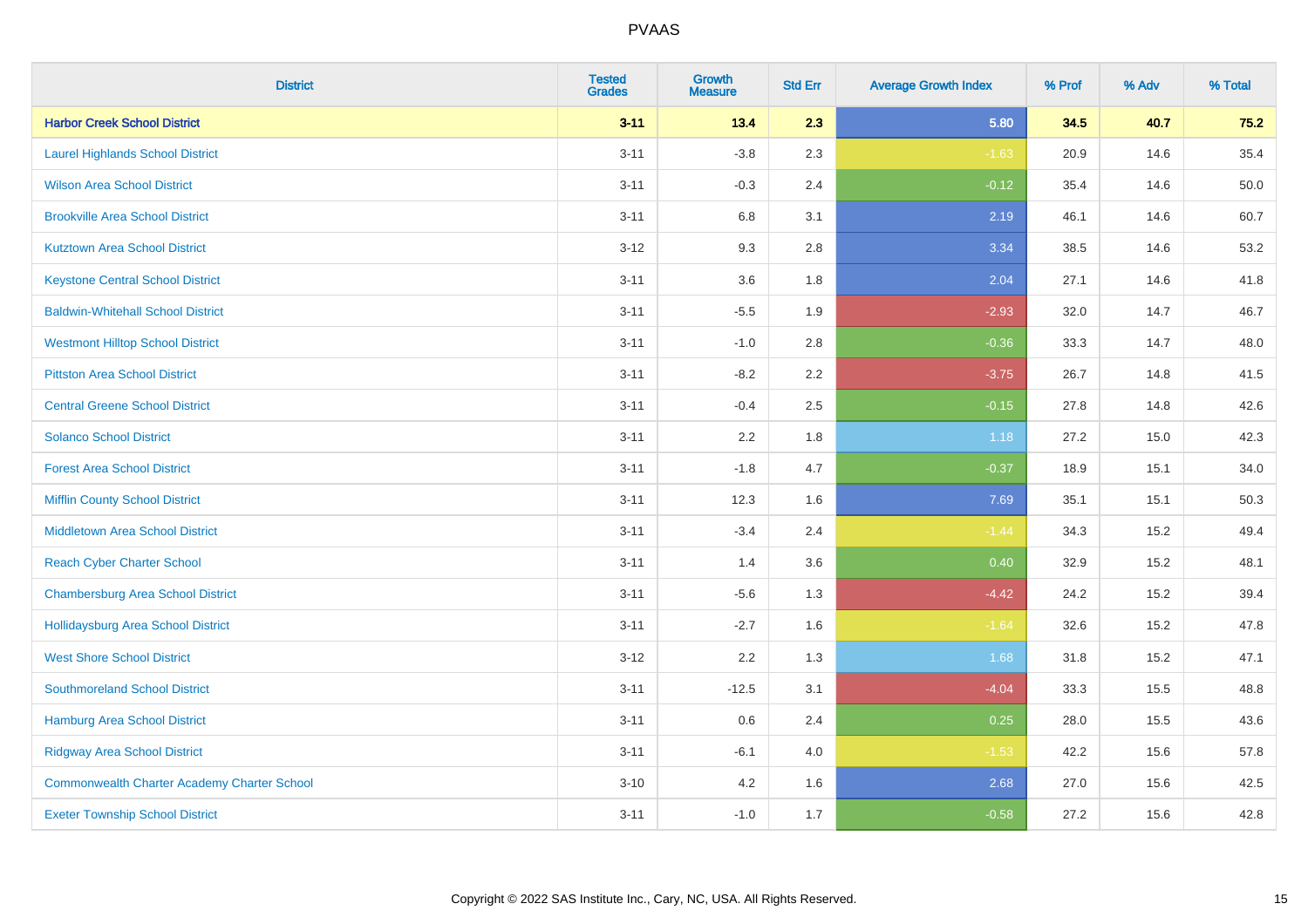# PVAAS

| District | Tested Grades | Growth Measure | Std Err | Average Growth Index | % Prof | % Adv | % Total |
|---|---|---|---|---|---|---|---|
| **Harbor Creek School District** | **3-11** | **13.4** | **2.3** | **5.80** | **34.5** | **40.7** | **75.2** |
| Laurel Highlands School District | 3-11 | -3.8 | 2.3 | -1.63 | 20.9 | 14.6 | 35.4 |
| Wilson Area School District | 3-11 | -0.3 | 2.4 | -0.12 | 35.4 | 14.6 | 50.0 |
| Brookville Area School District | 3-11 | 6.8 | 3.1 | 2.19 | 46.1 | 14.6 | 60.7 |
| Kutztown Area School District | 3-12 | 9.3 | 2.8 | 3.34 | 38.5 | 14.6 | 53.2 |
| Keystone Central School District | 3-11 | 3.6 | 1.8 | 2.04 | 27.1 | 14.6 | 41.8 |
| Baldwin-Whitehall School District | 3-11 | -5.5 | 1.9 | -2.93 | 32.0 | 14.7 | 46.7 |
| Westmont Hilltop School District | 3-11 | -1.0 | 2.8 | -0.36 | 33.3 | 14.7 | 48.0 |
| Pittston Area School District | 3-11 | -8.2 | 2.2 | -3.75 | 26.7 | 14.8 | 41.5 |
| Central Greene School District | 3-11 | -0.4 | 2.5 | -0.15 | 27.8 | 14.8 | 42.6 |
| Solanco School District | 3-11 | 2.2 | 1.8 | 1.18 | 27.2 | 15.0 | 42.3 |
| Forest Area School District | 3-11 | -1.8 | 4.7 | -0.37 | 18.9 | 15.1 | 34.0 |
| Mifflin County School District | 3-11 | 12.3 | 1.6 | 7.69 | 35.1 | 15.1 | 50.3 |
| Middletown Area School District | 3-11 | -3.4 | 2.4 | -1.44 | 34.3 | 15.2 | 49.4 |
| Reach Cyber Charter School | 3-11 | 1.4 | 3.6 | 0.40 | 32.9 | 15.2 | 48.1 |
| Chambersburg Area School District | 3-11 | -5.6 | 1.3 | -4.42 | 24.2 | 15.2 | 39.4 |
| Hollidaysburg Area School District | 3-11 | -2.7 | 1.6 | -1.64 | 32.6 | 15.2 | 47.8 |
| West Shore School District | 3-12 | 2.2 | 1.3 | 1.68 | 31.8 | 15.2 | 47.1 |
| Southmoreland School District | 3-11 | -12.5 | 3.1 | -4.04 | 33.3 | 15.5 | 48.8 |
| Hamburg Area School District | 3-11 | 0.6 | 2.4 | 0.25 | 28.0 | 15.5 | 43.6 |
| Ridgway Area School District | 3-11 | -6.1 | 4.0 | -1.53 | 42.2 | 15.6 | 57.8 |
| Commonwealth Charter Academy Charter School | 3-10 | 4.2 | 1.6 | 2.68 | 27.0 | 15.6 | 42.5 |
| Exeter Township School District | 3-11 | -1.0 | 1.7 | -0.58 | 27.2 | 15.6 | 42.8 |

Copyright © 2022 SAS Institute Inc., Cary, NC, USA. All Rights Reserved.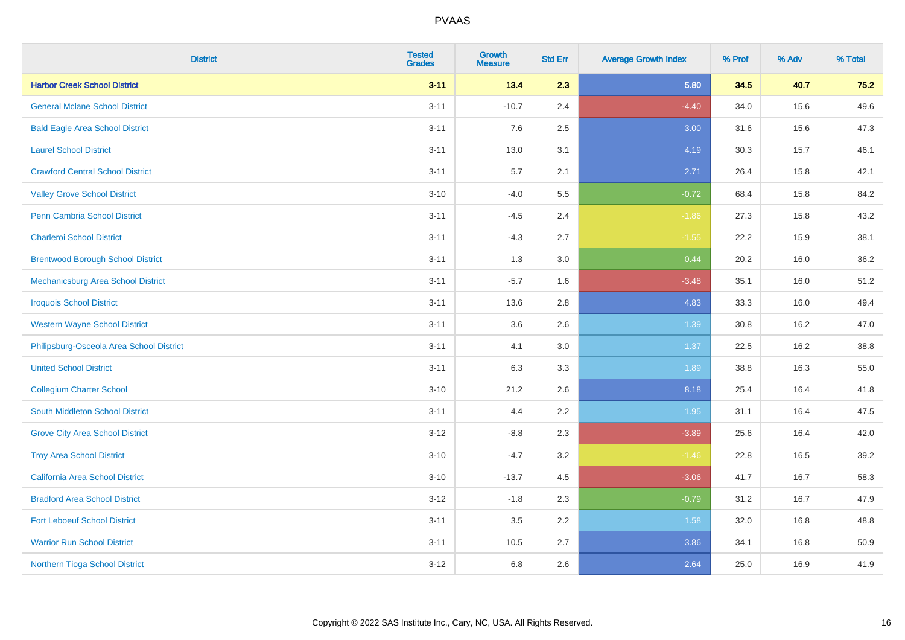# PVAAS

| District | Tested Grades | Growth Measure | Std Err | Average Growth Index | % Prof | % Adv | % Total |
|---|---|---|---|---|---|---|---|
| **Harbor Creek School District** | **3-11** | **13.4** | **2.3** | **5.80** | **34.5** | **40.7** | **75.2** |
| General Mclane School District | 3-11 | -10.7 | 2.4 | -4.40 | 34.0 | 15.6 | 49.6 |
| Bald Eagle Area School District | 3-11 | 7.6 | 2.5 | 3.00 | 31.6 | 15.6 | 47.3 |
| Laurel School District | 3-11 | 13.0 | 3.1 | 4.19 | 30.3 | 15.7 | 46.1 |
| Crawford Central School District | 3-11 | 5.7 | 2.1 | 2.71 | 26.4 | 15.8 | 42.1 |
| Valley Grove School District | 3-10 | -4.0 | 5.5 | -0.72 | 68.4 | 15.8 | 84.2 |
| Penn Cambria School District | 3-11 | -4.5 | 2.4 | -1.86 | 27.3 | 15.8 | 43.2 |
| Charleroi School District | 3-11 | -4.3 | 2.7 | -1.55 | 22.2 | 15.9 | 38.1 |
| Brentwood Borough School District | 3-11 | 1.3 | 3.0 | 0.44 | 20.2 | 16.0 | 36.2 |
| Mechanicsburg Area School District | 3-11 | -5.7 | 1.6 | -3.48 | 35.1 | 16.0 | 51.2 |
| Iroquois School District | 3-11 | 13.6 | 2.8 | 4.83 | 33.3 | 16.0 | 49.4 |
| Western Wayne School District | 3-11 | 3.6 | 2.6 | 1.39 | 30.8 | 16.2 | 47.0 |
| Philipsburg-Osceola Area School District | 3-11 | 4.1 | 3.0 | 1.37 | 22.5 | 16.2 | 38.8 |
| United School District | 3-11 | 6.3 | 3.3 | 1.89 | 38.8 | 16.3 | 55.0 |
| Collegium Charter School | 3-10 | 21.2 | 2.6 | 8.18 | 25.4 | 16.4 | 41.8 |
| South Middleton School District | 3-11 | 4.4 | 2.2 | 1.95 | 31.1 | 16.4 | 47.5 |
| Grove City Area School District | 3-12 | -8.8 | 2.3 | -3.89 | 25.6 | 16.4 | 42.0 |
| Troy Area School District | 3-10 | -4.7 | 3.2 | -1.46 | 22.8 | 16.5 | 39.2 |
| California Area School District | 3-10 | -13.7 | 4.5 | -3.06 | 41.7 | 16.7 | 58.3 |
| Bradford Area School District | 3-12 | -1.8 | 2.3 | -0.79 | 31.2 | 16.7 | 47.9 |
| Fort Leboeuf School District | 3-11 | 3.5 | 2.2 | 1.58 | 32.0 | 16.8 | 48.8 |
| Warrior Run School District | 3-11 | 10.5 | 2.7 | 3.86 | 34.1 | 16.8 | 50.9 |
| Northern Tioga School District | 3-12 | 6.8 | 2.6 | 2.64 | 25.0 | 16.9 | 41.9 |

Copyright © 2022 SAS Institute Inc., Cary, NC, USA. All Rights Reserved.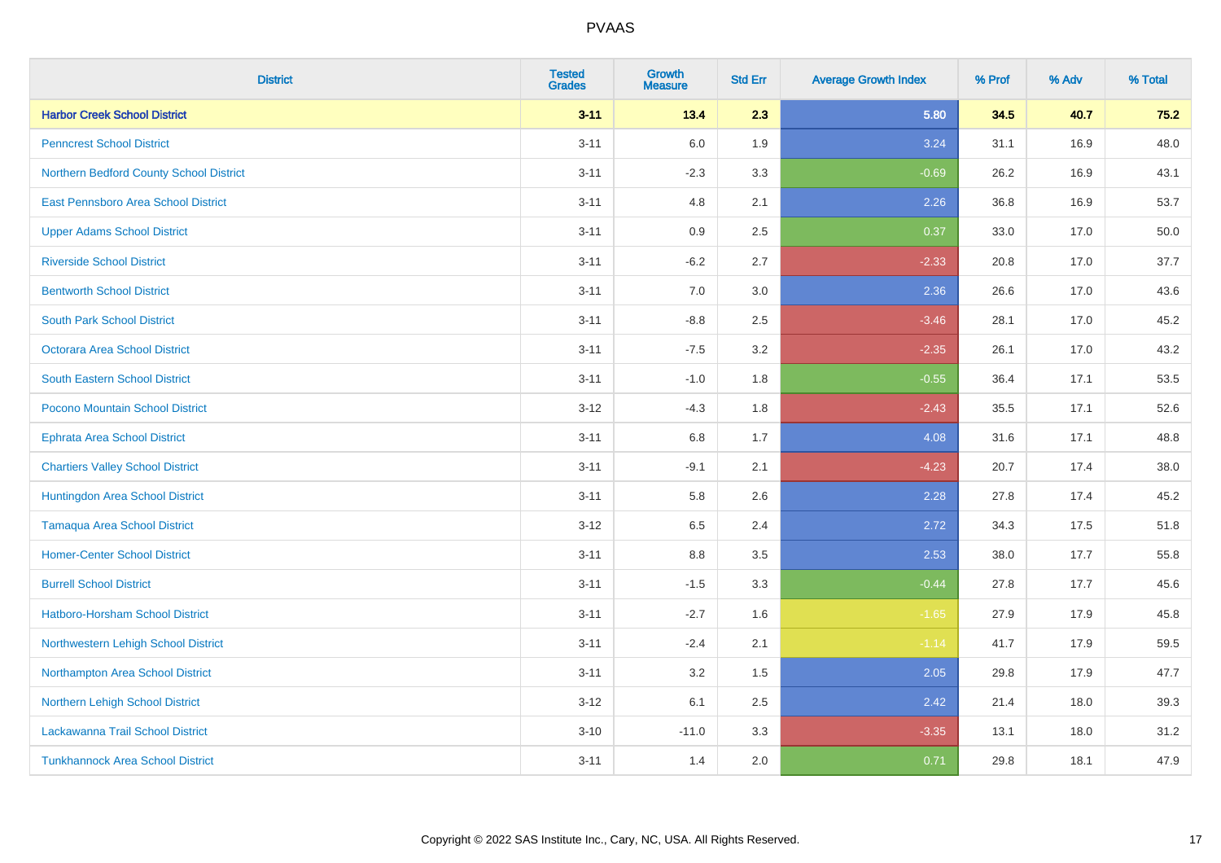# PVAAS

| District | Tested Grades | Growth Measure | Std Err | Average Growth Index | % Prof | % Adv | % Total |
|---|---|---|---|---|---|---|---|
| **Harbor Creek School District** | **3-11** | **13.4** | **2.3** | **5.80** | **34.5** | **40.7** | **75.2** |
| Penncrest School District | 3-11 | 6.0 | 1.9 | 3.24 | 31.1 | 16.9 | 48.0 |
| Northern Bedford County School District | 3-11 | -2.3 | 3.3 | -0.69 | 26.2 | 16.9 | 43.1 |
| East Pennsboro Area School District | 3-11 | 4.8 | 2.1 | 2.26 | 36.8 | 16.9 | 53.7 |
| Upper Adams School District | 3-11 | 0.9 | 2.5 | 0.37 | 33.0 | 17.0 | 50.0 |
| Riverside School District | 3-11 | -6.2 | 2.7 | -2.33 | 20.8 | 17.0 | 37.7 |
| Bentworth School District | 3-11 | 7.0 | 3.0 | 2.36 | 26.6 | 17.0 | 43.6 |
| South Park School District | 3-11 | -8.8 | 2.5 | -3.46 | 28.1 | 17.0 | 45.2 |
| Octorara Area School District | 3-11 | -7.5 | 3.2 | -2.35 | 26.1 | 17.0 | 43.2 |
| South Eastern School District | 3-11 | -1.0 | 1.8 | -0.55 | 36.4 | 17.1 | 53.5 |
| Pocono Mountain School District | 3-12 | -4.3 | 1.8 | -2.43 | 35.5 | 17.1 | 52.6 |
| Ephrata Area School District | 3-11 | 6.8 | 1.7 | 4.08 | 31.6 | 17.1 | 48.8 |
| Chartiers Valley School District | 3-11 | -9.1 | 2.1 | -4.23 | 20.7 | 17.4 | 38.0 |
| Huntingdon Area School District | 3-11 | 5.8 | 2.6 | 2.28 | 27.8 | 17.4 | 45.2 |
| Tamaqua Area School District | 3-12 | 6.5 | 2.4 | 2.72 | 34.3 | 17.5 | 51.8 |
| Homer-Center School District | 3-11 | 8.8 | 3.5 | 2.53 | 38.0 | 17.7 | 55.8 |
| Burrell School District | 3-11 | -1.5 | 3.3 | -0.44 | 27.8 | 17.7 | 45.6 |
| Hatboro-Horsham School District | 3-11 | -2.7 | 1.6 | -1.65 | 27.9 | 17.9 | 45.8 |
| Northwestern Lehigh School District | 3-11 | -2.4 | 2.1 | -1.14 | 41.7 | 17.9 | 59.5 |
| Northampton Area School District | 3-11 | 3.2 | 1.5 | 2.05 | 29.8 | 17.9 | 47.7 |
| Northern Lehigh School District | 3-12 | 6.1 | 2.5 | 2.42 | 21.4 | 18.0 | 39.3 |
| Lackawanna Trail School District | 3-10 | -11.0 | 3.3 | -3.35 | 13.1 | 18.0 | 31.2 |
| Tunkhannock Area School District | 3-11 | 1.4 | 2.0 | 0.71 | 29.8 | 18.1 | 47.9 |

Copyright © 2022 SAS Institute Inc., Cary, NC, USA. All Rights Reserved.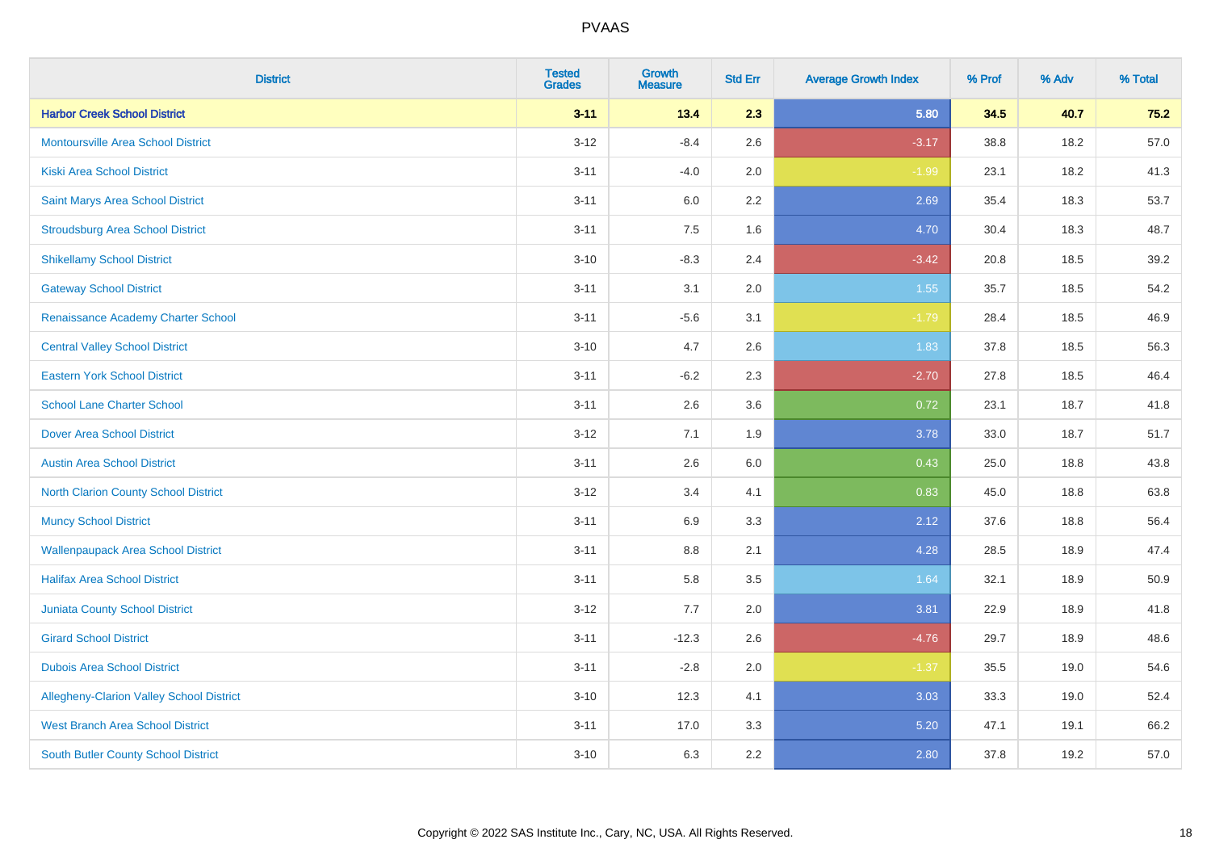| District | Tested Grades | Growth Measure | Std Err | Average Growth Index | % Prof | % Adv | % Total |
|---|---|---|---|---|---|---|---|
| **Harbor Creek School District** | **3-11** | **13.4** | **2.3** | **5.80** | **34.5** | **40.7** | **75.2** |
| Montoursville Area School District | 3-12 | -8.4 | 2.6 | -3.17 | 38.8 | 18.2 | 57.0 |
| Kiski Area School District | 3-11 | -4.0 | 2.0 | -1.99 | 23.1 | 18.2 | 41.3 |
| Saint Marys Area School District | 3-11 | 6.0 | 2.2 | 2.69 | 35.4 | 18.3 | 53.7 |
| Stroudsburg Area School District | 3-11 | 7.5 | 1.6 | 4.70 | 30.4 | 18.3 | 48.7 |
| Shikellamy School District | 3-10 | -8.3 | 2.4 | -3.42 | 20.8 | 18.5 | 39.2 |
| Gateway School District | 3-11 | 3.1 | 2.0 | 1.55 | 35.7 | 18.5 | 54.2 |
| Renaissance Academy Charter School | 3-11 | -5.6 | 3.1 | -1.79 | 28.4 | 18.5 | 46.9 |
| Central Valley School District | 3-10 | 4.7 | 2.6 | 1.83 | 37.8 | 18.5 | 56.3 |
| Eastern York School District | 3-11 | -6.2 | 2.3 | -2.70 | 27.8 | 18.5 | 46.4 |
| School Lane Charter School | 3-11 | 2.6 | 3.6 | 0.72 | 23.1 | 18.7 | 41.8 |
| Dover Area School District | 3-12 | 7.1 | 1.9 | 3.78 | 33.0 | 18.7 | 51.7 |
| Austin Area School District | 3-11 | 2.6 | 6.0 | 0.43 | 25.0 | 18.8 | 43.8 |
| North Clarion County School District | 3-12 | 3.4 | 4.1 | 0.83 | 45.0 | 18.8 | 63.8 |
| Muncy School District | 3-11 | 6.9 | 3.3 | 2.12 | 37.6 | 18.8 | 56.4 |
| Wallenpaupack Area School District | 3-11 | 8.8 | 2.1 | 4.28 | 28.5 | 18.9 | 47.4 |
| Halifax Area School District | 3-11 | 5.8 | 3.5 | 1.64 | 32.1 | 18.9 | 50.9 |
| Juniata County School District | 3-12 | 7.7 | 2.0 | 3.81 | 22.9 | 18.9 | 41.8 |
| Girard School District | 3-11 | -12.3 | 2.6 | -4.76 | 29.7 | 18.9 | 48.6 |
| Dubois Area School District | 3-11 | -2.8 | 2.0 | -1.37 | 35.5 | 19.0 | 54.6 |
| Allegheny-Clarion Valley School District | 3-10 | 12.3 | 4.1 | 3.03 | 33.3 | 19.0 | 52.4 |
| West Branch Area School District | 3-11 | 17.0 | 3.3 | 5.20 | 47.1 | 19.1 | 66.2 |
| South Butler County School District | 3-10 | 6.3 | 2.2 | 2.80 | 37.8 | 19.2 | 57.0 |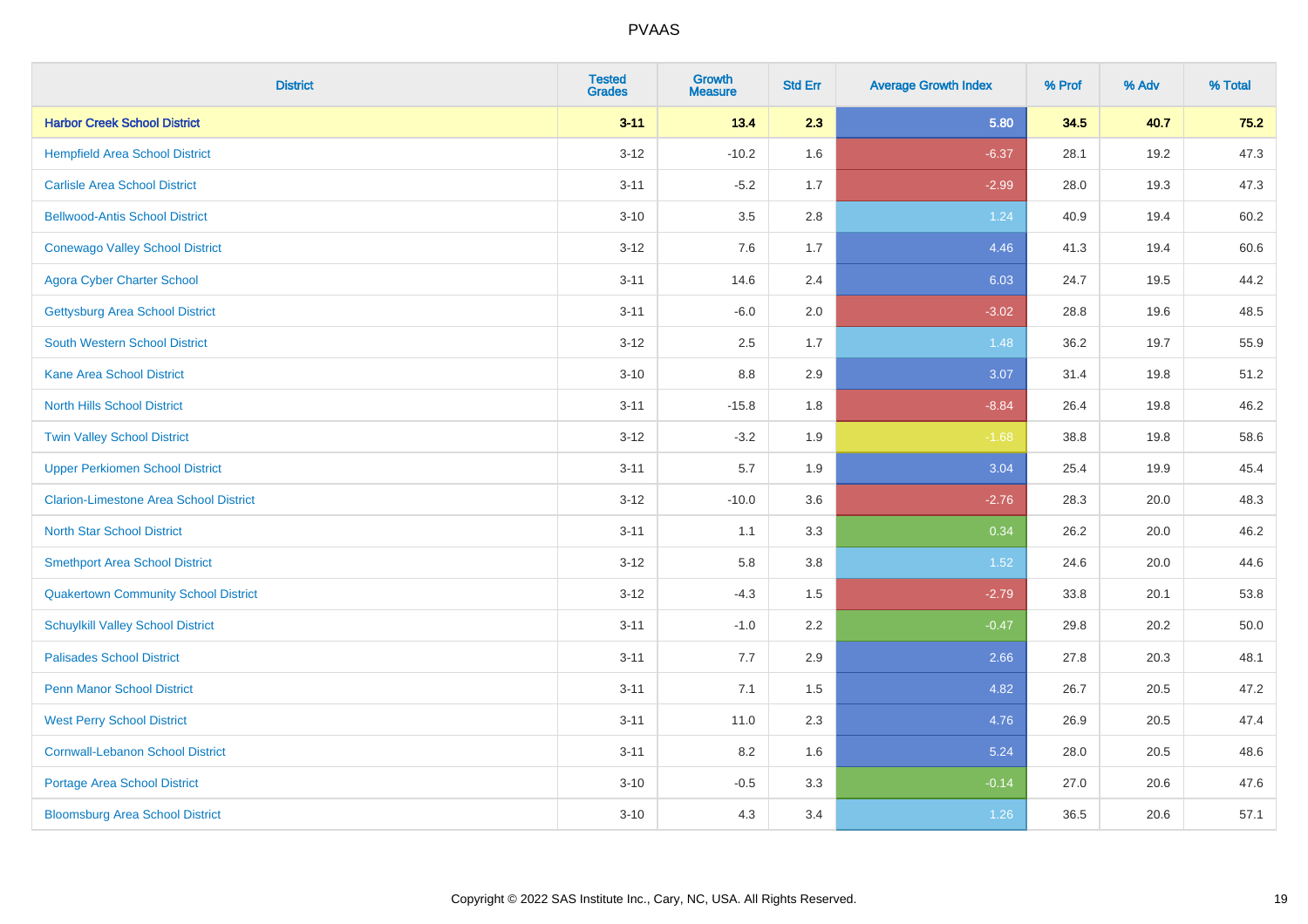| District | Tested Grades | Growth Measure | Std Err | Average Growth Index | % Prof | % Adv | % Total |
|---|---|---|---|---|---|---|---|
| **Harbor Creek School District** | **3-11** | **13.4** | **2.3** | **5.80** | **34.5** | **40.7** | **75.2** |
| Hempfield Area School District | 3-12 | -10.2 | 1.6 | -6.37 | 28.1 | 19.2 | 47.3 |
| Carlisle Area School District | 3-11 | -5.2 | 1.7 | -2.99 | 28.0 | 19.3 | 47.3 |
| Bellwood-Antis School District | 3-10 | 3.5 | 2.8 | 1.24 | 40.9 | 19.4 | 60.2 |
| Conewago Valley School District | 3-12 | 7.6 | 1.7 | 4.46 | 41.3 | 19.4 | 60.6 |
| Agora Cyber Charter School | 3-11 | 14.6 | 2.4 | 6.03 | 24.7 | 19.5 | 44.2 |
| Gettysburg Area School District | 3-11 | -6.0 | 2.0 | -3.02 | 28.8 | 19.6 | 48.5 |
| South Western School District | 3-12 | 2.5 | 1.7 | 1.48 | 36.2 | 19.7 | 55.9 |
| Kane Area School District | 3-10 | 8.8 | 2.9 | 3.07 | 31.4 | 19.8 | 51.2 |
| North Hills School District | 3-11 | -15.8 | 1.8 | -8.84 | 26.4 | 19.8 | 46.2 |
| Twin Valley School District | 3-12 | -3.2 | 1.9 | -1.68 | 38.8 | 19.8 | 58.6 |
| Upper Perkiomen School District | 3-11 | 5.7 | 1.9 | 3.04 | 25.4 | 19.9 | 45.4 |
| Clarion-Limestone Area School District | 3-12 | -10.0 | 3.6 | -2.76 | 28.3 | 20.0 | 48.3 |
| North Star School District | 3-11 | 1.1 | 3.3 | 0.34 | 26.2 | 20.0 | 46.2 |
| Smethport Area School District | 3-12 | 5.8 | 3.8 | 1.52 | 24.6 | 20.0 | 44.6 |
| Quakertown Community School District | 3-12 | -4.3 | 1.5 | -2.79 | 33.8 | 20.1 | 53.8 |
| Schuylkill Valley School District | 3-11 | -1.0 | 2.2 | -0.47 | 29.8 | 20.2 | 50.0 |
| Palisades School District | 3-11 | 7.7 | 2.9 | 2.66 | 27.8 | 20.3 | 48.1 |
| Penn Manor School District | 3-11 | 7.1 | 1.5 | 4.82 | 26.7 | 20.5 | 47.2 |
| West Perry School District | 3-11 | 11.0 | 2.3 | 4.76 | 26.9 | 20.5 | 47.4 |
| Cornwall-Lebanon School District | 3-11 | 8.2 | 1.6 | 5.24 | 28.0 | 20.5 | 48.6 |
| Portage Area School District | 3-10 | -0.5 | 3.3 | -0.14 | 27.0 | 20.6 | 47.6 |
| Bloomsburg Area School District | 3-10 | 4.3 | 3.4 | 1.26 | 36.5 | 20.6 | 57.1 |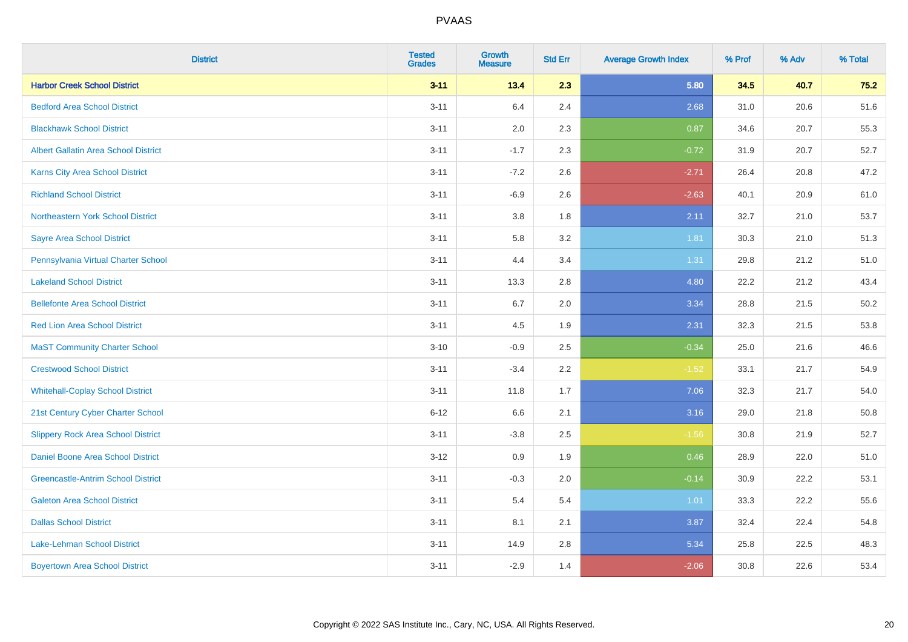# PVAAS

| District | Tested Grades | Growth Measure | Std Err | Average Growth Index | % Prof | % Adv | % Total |
|---|---|---|---|---|---|---|---|
| **Harbor Creek School District** | **3-11** | **13.4** | **2.3** | **5.80** | **34.5** | **40.7** | **75.2** |
| Bedford Area School District | 3-11 | 6.4 | 2.4 | 2.68 | 31.0 | 20.6 | 51.6 |
| Blackhawk School District | 3-11 | 2.0 | 2.3 | 0.87 | 34.6 | 20.7 | 55.3 |
| Albert Gallatin Area School District | 3-11 | -1.7 | 2.3 | -0.72 | 31.9 | 20.7 | 52.7 |
| Karns City Area School District | 3-11 | -7.2 | 2.6 | -2.71 | 26.4 | 20.8 | 47.2 |
| Richland School District | 3-11 | -6.9 | 2.6 | -2.63 | 40.1 | 20.9 | 61.0 |
| Northeastern York School District | 3-11 | 3.8 | 1.8 | 2.11 | 32.7 | 21.0 | 53.7 |
| Sayre Area School District | 3-11 | 5.8 | 3.2 | 1.81 | 30.3 | 21.0 | 51.3 |
| Pennsylvania Virtual Charter School | 3-11 | 4.4 | 3.4 | 1.31 | 29.8 | 21.2 | 51.0 |
| Lakeland School District | 3-11 | 13.3 | 2.8 | 4.80 | 22.2 | 21.2 | 43.4 |
| Bellefonte Area School District | 3-11 | 6.7 | 2.0 | 3.34 | 28.8 | 21.5 | 50.2 |
| Red Lion Area School District | 3-11 | 4.5 | 1.9 | 2.31 | 32.3 | 21.5 | 53.8 |
| MaST Community Charter School | 3-10 | -0.9 | 2.5 | -0.34 | 25.0 | 21.6 | 46.6 |
| Crestwood School District | 3-11 | -3.4 | 2.2 | -1.52 | 33.1 | 21.7 | 54.9 |
| Whitehall-Coplay School District | 3-11 | 11.8 | 1.7 | 7.06 | 32.3 | 21.7 | 54.0 |
| 21st Century Cyber Charter School | 6-12 | 6.6 | 2.1 | 3.16 | 29.0 | 21.8 | 50.8 |
| Slippery Rock Area School District | 3-11 | -3.8 | 2.5 | -1.56 | 30.8 | 21.9 | 52.7 |
| Daniel Boone Area School District | 3-12 | 0.9 | 1.9 | 0.46 | 28.9 | 22.0 | 51.0 |
| Greencastle-Antrim School District | 3-11 | -0.3 | 2.0 | -0.14 | 30.9 | 22.2 | 53.1 |
| Galeton Area School District | 3-11 | 5.4 | 5.4 | 1.01 | 33.3 | 22.2 | 55.6 |
| Dallas School District | 3-11 | 8.1 | 2.1 | 3.87 | 32.4 | 22.4 | 54.8 |
| Lake-Lehman School District | 3-11 | 14.9 | 2.8 | 5.34 | 25.8 | 22.5 | 48.3 |
| Boyertown Area School District | 3-11 | -2.9 | 1.4 | -2.06 | 30.8 | 22.6 | 53.4 |

Copyright © 2022 SAS Institute Inc., Cary, NC, USA. All Rights Reserved.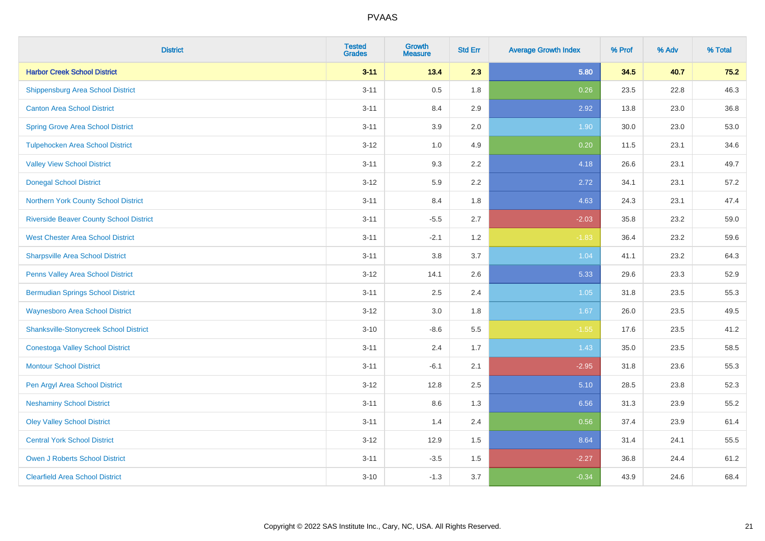| District | Tested Grades | Growth Measure | Std Err | Average Growth Index | % Prof | % Adv | % Total |
|---|---|---|---|---|---|---|---|
| **Harbor Creek School District** | **3-11** | **13.4** | **2.3** | **5.80** | **34.5** | **40.7** | **75.2** |
| Shippensburg Area School District | 3-11 | 0.5 | 1.8 | 0.26 | 23.5 | 22.8 | 46.3 |
| Canton Area School District | 3-11 | 8.4 | 2.9 | 2.92 | 13.8 | 23.0 | 36.8 |
| Spring Grove Area School District | 3-11 | 3.9 | 2.0 | 1.90 | 30.0 | 23.0 | 53.0 |
| Tulpehocken Area School District | 3-12 | 1.0 | 4.9 | 0.20 | 11.5 | 23.1 | 34.6 |
| Valley View School District | 3-11 | 9.3 | 2.2 | 4.18 | 26.6 | 23.1 | 49.7 |
| Donegal School District | 3-12 | 5.9 | 2.2 | 2.72 | 34.1 | 23.1 | 57.2 |
| Northern York County School District | 3-11 | 8.4 | 1.8 | 4.63 | 24.3 | 23.1 | 47.4 |
| Riverside Beaver County School District | 3-11 | -5.5 | 2.7 | -2.03 | 35.8 | 23.2 | 59.0 |
| West Chester Area School District | 3-11 | -2.1 | 1.2 | -1.83 | 36.4 | 23.2 | 59.6 |
| Sharpsville Area School District | 3-11 | 3.8 | 3.7 | 1.04 | 41.1 | 23.2 | 64.3 |
| Penns Valley Area School District | 3-12 | 14.1 | 2.6 | 5.33 | 29.6 | 23.3 | 52.9 |
| Bermudian Springs School District | 3-11 | 2.5 | 2.4 | 1.05 | 31.8 | 23.5 | 55.3 |
| Waynesboro Area School District | 3-12 | 3.0 | 1.8 | 1.67 | 26.0 | 23.5 | 49.5 |
| Shanksville-Stonycreek School District | 3-10 | -8.6 | 5.5 | -1.55 | 17.6 | 23.5 | 41.2 |
| Conestoga Valley School District | 3-11 | 2.4 | 1.7 | 1.43 | 35.0 | 23.5 | 58.5 |
| Montour School District | 3-11 | -6.1 | 2.1 | -2.95 | 31.8 | 23.6 | 55.3 |
| Pen Argyl Area School District | 3-12 | 12.8 | 2.5 | 5.10 | 28.5 | 23.8 | 52.3 |
| Neshaminy School District | 3-11 | 8.6 | 1.3 | 6.56 | 31.3 | 23.9 | 55.2 |
| Oley Valley School District | 3-11 | 1.4 | 2.4 | 0.56 | 37.4 | 23.9 | 61.4 |
| Central York School District | 3-12 | 12.9 | 1.5 | 8.64 | 31.4 | 24.1 | 55.5 |
| Owen J Roberts School District | 3-11 | -3.5 | 1.5 | -2.27 | 36.8 | 24.4 | 61.2 |
| Clearfield Area School District | 3-10 | -1.3 | 3.7 | -0.34 | 43.9 | 24.6 | 68.4 |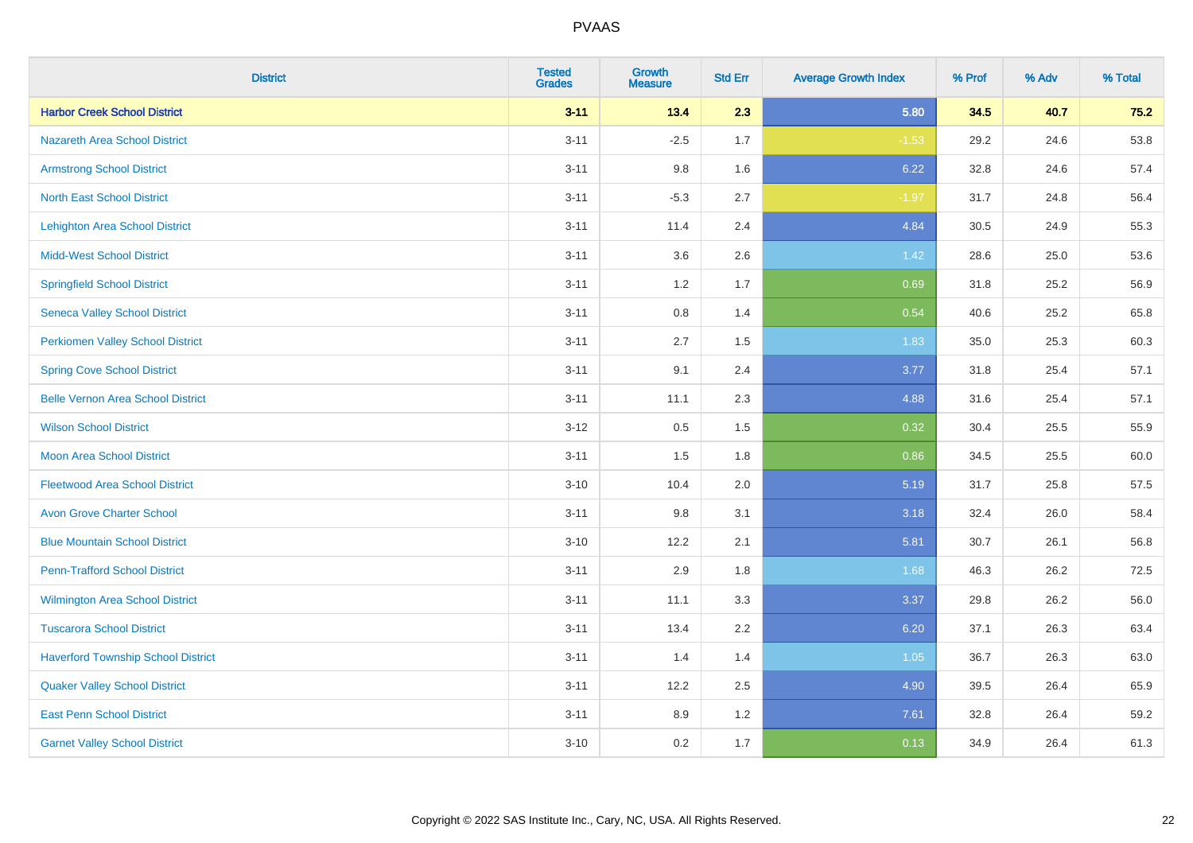| District | Tested Grades | Growth Measure | Std Err | Average Growth Index | % Prof | % Adv | % Total |
|---|---|---|---|---|---|---|---|
| **Harbor Creek School District** | **3-11** | **13.4** | **2.3** | **5.80** | **34.5** | **40.7** | **75.2** |
| Nazareth Area School District | 3-11 | -2.5 | 1.7 | -1.53 | 29.2 | 24.6 | 53.8 |
| Armstrong School District | 3-11 | 9.8 | 1.6 | 6.22 | 32.8 | 24.6 | 57.4 |
| North East School District | 3-11 | -5.3 | 2.7 | -1.97 | 31.7 | 24.8 | 56.4 |
| Lehighton Area School District | 3-11 | 11.4 | 2.4 | 4.84 | 30.5 | 24.9 | 55.3 |
| Midd-West School District | 3-11 | 3.6 | 2.6 | 1.42 | 28.6 | 25.0 | 53.6 |
| Springfield School District | 3-11 | 1.2 | 1.7 | 0.69 | 31.8 | 25.2 | 56.9 |
| Seneca Valley School District | 3-11 | 0.8 | 1.4 | 0.54 | 40.6 | 25.2 | 65.8 |
| Perkiomen Valley School District | 3-11 | 2.7 | 1.5 | 1.83 | 35.0 | 25.3 | 60.3 |
| Spring Cove School District | 3-11 | 9.1 | 2.4 | 3.77 | 31.8 | 25.4 | 57.1 |
| Belle Vernon Area School District | 3-11 | 11.1 | 2.3 | 4.88 | 31.6 | 25.4 | 57.1 |
| Wilson School District | 3-12 | 0.5 | 1.5 | 0.32 | 30.4 | 25.5 | 55.9 |
| Moon Area School District | 3-11 | 1.5 | 1.8 | 0.86 | 34.5 | 25.5 | 60.0 |
| Fleetwood Area School District | 3-10 | 10.4 | 2.0 | 5.19 | 31.7 | 25.8 | 57.5 |
| Avon Grove Charter School | 3-11 | 9.8 | 3.1 | 3.18 | 32.4 | 26.0 | 58.4 |
| Blue Mountain School District | 3-10 | 12.2 | 2.1 | 5.81 | 30.7 | 26.1 | 56.8 |
| Penn-Trafford School District | 3-11 | 2.9 | 1.8 | 1.68 | 46.3 | 26.2 | 72.5 |
| Wilmington Area School District | 3-11 | 11.1 | 3.3 | 3.37 | 29.8 | 26.2 | 56.0 |
| Tuscarora School District | 3-11 | 13.4 | 2.2 | 6.20 | 37.1 | 26.3 | 63.4 |
| Haverford Township School District | 3-11 | 1.4 | 1.4 | 1.05 | 36.7 | 26.3 | 63.0 |
| Quaker Valley School District | 3-11 | 12.2 | 2.5 | 4.90 | 39.5 | 26.4 | 65.9 |
| East Penn School District | 3-11 | 8.9 | 1.2 | 7.61 | 32.8 | 26.4 | 59.2 |
| Garnet Valley School District | 3-10 | 0.2 | 1.7 | 0.13 | 34.9 | 26.4 | 61.3 |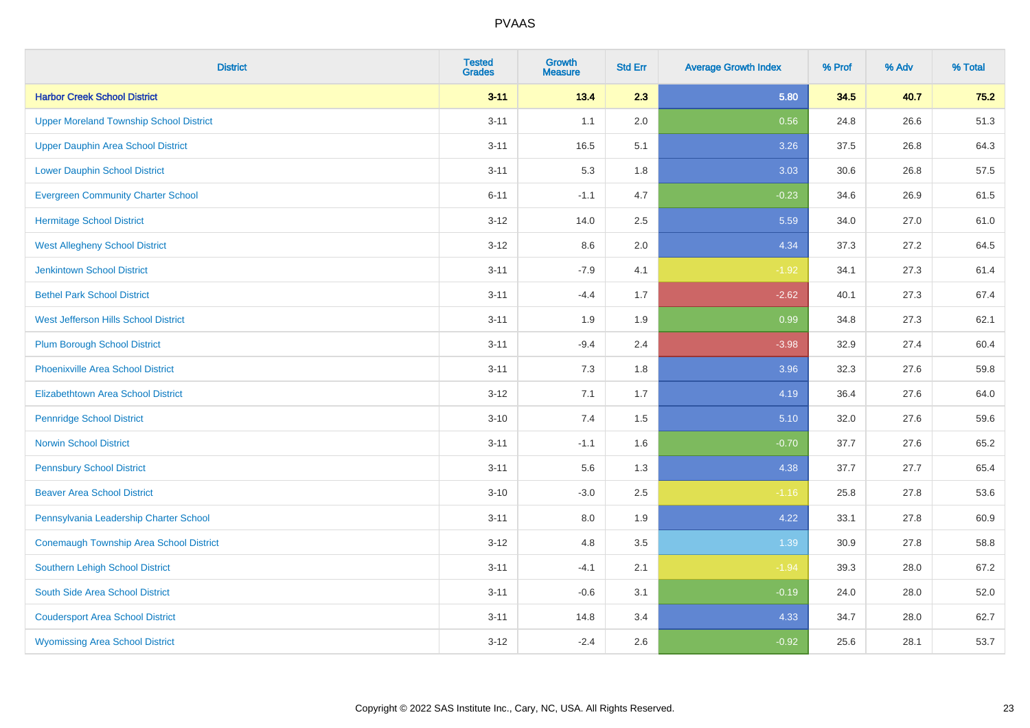# PVAAS

| District | Tested Grades | Growth Measure | Std Err | Average Growth Index | % Prof | % Adv | % Total |
|---|---|---|---|---|---|---|---|
| **Harbor Creek School District** | **3-11** | **13.4** | **2.3** | **5.80** | **34.5** | **40.7** | **75.2** |
| Upper Moreland Township School District | 3-11 | 1.1 | 2.0 | 0.56 | 24.8 | 26.6 | 51.3 |
| Upper Dauphin Area School District | 3-11 | 16.5 | 5.1 | 3.26 | 37.5 | 26.8 | 64.3 |
| Lower Dauphin School District | 3-11 | 5.3 | 1.8 | 3.03 | 30.6 | 26.8 | 57.5 |
| Evergreen Community Charter School | 6-11 | -1.1 | 4.7 | -0.23 | 34.6 | 26.9 | 61.5 |
| Hermitage School District | 3-12 | 14.0 | 2.5 | 5.59 | 34.0 | 27.0 | 61.0 |
| West Allegheny School District | 3-12 | 8.6 | 2.0 | 4.34 | 37.3 | 27.2 | 64.5 |
| Jenkintown School District | 3-11 | -7.9 | 4.1 | -1.92 | 34.1 | 27.3 | 61.4 |
| Bethel Park School District | 3-11 | -4.4 | 1.7 | -2.62 | 40.1 | 27.3 | 67.4 |
| West Jefferson Hills School District | 3-11 | 1.9 | 1.9 | 0.99 | 34.8 | 27.3 | 62.1 |
| Plum Borough School District | 3-11 | -9.4 | 2.4 | -3.98 | 32.9 | 27.4 | 60.4 |
| Phoenixville Area School District | 3-11 | 7.3 | 1.8 | 3.96 | 32.3 | 27.6 | 59.8 |
| Elizabethtown Area School District | 3-12 | 7.1 | 1.7 | 4.19 | 36.4 | 27.6 | 64.0 |
| Pennridge School District | 3-10 | 7.4 | 1.5 | 5.10 | 32.0 | 27.6 | 59.6 |
| Norwin School District | 3-11 | -1.1 | 1.6 | -0.70 | 37.7 | 27.6 | 65.2 |
| Pennsbury School District | 3-11 | 5.6 | 1.3 | 4.38 | 37.7 | 27.7 | 65.4 |
| Beaver Area School District | 3-10 | -3.0 | 2.5 | -1.16 | 25.8 | 27.8 | 53.6 |
| Pennsylvania Leadership Charter School | 3-11 | 8.0 | 1.9 | 4.22 | 33.1 | 27.8 | 60.9 |
| Conemaugh Township Area School District | 3-12 | 4.8 | 3.5 | 1.39 | 30.9 | 27.8 | 58.8 |
| Southern Lehigh School District | 3-11 | -4.1 | 2.1 | -1.94 | 39.3 | 28.0 | 67.2 |
| South Side Area School District | 3-11 | -0.6 | 3.1 | -0.19 | 24.0 | 28.0 | 52.0 |
| Coudersport Area School District | 3-11 | 14.8 | 3.4 | 4.33 | 34.7 | 28.0 | 62.7 |
| Wyomissing Area School District | 3-12 | -2.4 | 2.6 | -0.92 | 25.6 | 28.1 | 53.7 |

Copyright © 2022 SAS Institute Inc., Cary, NC, USA. All Rights Reserved.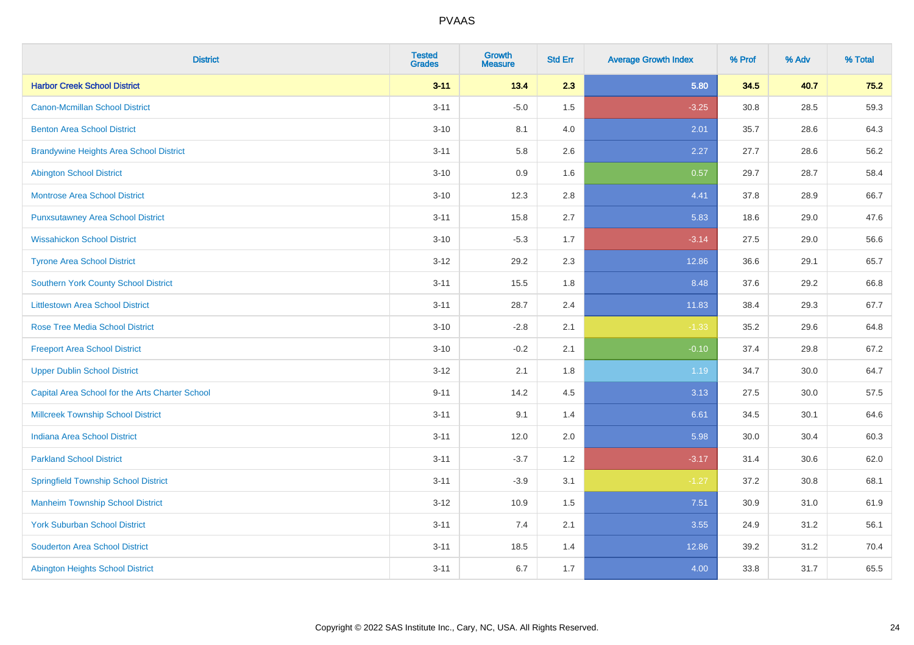| District | Tested Grades | Growth Measure | Std Err | Average Growth Index | % Prof | % Adv | % Total |
|---|---|---|---|---|---|---|---|
| **Harbor Creek School District** | **3-11** | **13.4** | **2.3** | **5.80** | **34.5** | **40.7** | **75.2** |
| Canon-Mcmillan School District | 3-11 | -5.0 | 1.5 | -3.25 | 30.8 | 28.5 | 59.3 |
| Benton Area School District | 3-10 | 8.1 | 4.0 | 2.01 | 35.7 | 28.6 | 64.3 |
| Brandywine Heights Area School District | 3-11 | 5.8 | 2.6 | 2.27 | 27.7 | 28.6 | 56.2 |
| Abington School District | 3-10 | 0.9 | 1.6 | 0.57 | 29.7 | 28.7 | 58.4 |
| Montrose Area School District | 3-10 | 12.3 | 2.8 | 4.41 | 37.8 | 28.9 | 66.7 |
| Punxsutawney Area School District | 3-11 | 15.8 | 2.7 | 5.83 | 18.6 | 29.0 | 47.6 |
| Wissahickon School District | 3-10 | -5.3 | 1.7 | -3.14 | 27.5 | 29.0 | 56.6 |
| Tyrone Area School District | 3-12 | 29.2 | 2.3 | 12.86 | 36.6 | 29.1 | 65.7 |
| Southern York County School District | 3-11 | 15.5 | 1.8 | 8.48 | 37.6 | 29.2 | 66.8 |
| Littlestown Area School District | 3-11 | 28.7 | 2.4 | 11.83 | 38.4 | 29.3 | 67.7 |
| Rose Tree Media School District | 3-10 | -2.8 | 2.1 | -1.33 | 35.2 | 29.6 | 64.8 |
| Freeport Area School District | 3-10 | -0.2 | 2.1 | -0.10 | 37.4 | 29.8 | 67.2 |
| Upper Dublin School District | 3-12 | 2.1 | 1.8 | 1.19 | 34.7 | 30.0 | 64.7 |
| Capital Area School for the Arts Charter School | 9-11 | 14.2 | 4.5 | 3.13 | 27.5 | 30.0 | 57.5 |
| Millcreek Township School District | 3-11 | 9.1 | 1.4 | 6.61 | 34.5 | 30.1 | 64.6 |
| Indiana Area School District | 3-11 | 12.0 | 2.0 | 5.98 | 30.0 | 30.4 | 60.3 |
| Parkland School District | 3-11 | -3.7 | 1.2 | -3.17 | 31.4 | 30.6 | 62.0 |
| Springfield Township School District | 3-11 | -3.9 | 3.1 | -1.27 | 37.2 | 30.8 | 68.1 |
| Manheim Township School District | 3-12 | 10.9 | 1.5 | 7.51 | 30.9 | 31.0 | 61.9 |
| York Suburban School District | 3-11 | 7.4 | 2.1 | 3.55 | 24.9 | 31.2 | 56.1 |
| Souderton Area School District | 3-11 | 18.5 | 1.4 | 12.86 | 39.2 | 31.2 | 70.4 |
| Abington Heights School District | 3-11 | 6.7 | 1.7 | 4.00 | 33.8 | 31.7 | 65.5 |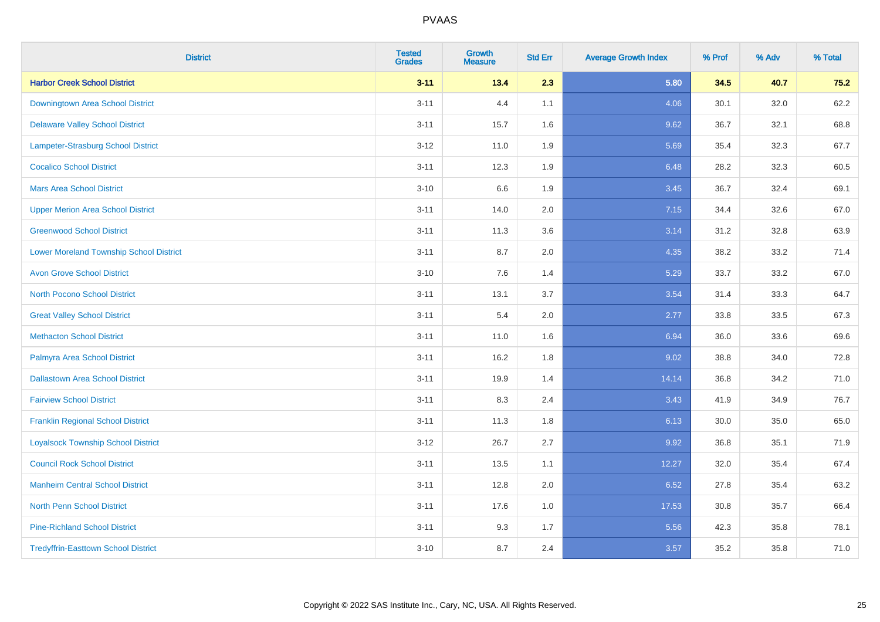# PVAAS

| District | Tested Grades | Growth Measure | Std Err | Average Growth Index | % Prof | % Adv | % Total |
|---|---|---|---|---|---|---|---|
| **Harbor Creek School District** | **3-11** | **13.4** | **2.3** | **5.80** | **34.5** | **40.7** | **75.2** |
| Downingtown Area School District | 3-11 | 4.4 | 1.1 | 4.06 | 30.1 | 32.0 | 62.2 |
| Delaware Valley School District | 3-11 | 15.7 | 1.6 | 9.62 | 36.7 | 32.1 | 68.8 |
| Lampeter-Strasburg School District | 3-12 | 11.0 | 1.9 | 5.69 | 35.4 | 32.3 | 67.7 |
| Cocalico School District | 3-11 | 12.3 | 1.9 | 6.48 | 28.2 | 32.3 | 60.5 |
| Mars Area School District | 3-10 | 6.6 | 1.9 | 3.45 | 36.7 | 32.4 | 69.1 |
| Upper Merion Area School District | 3-11 | 14.0 | 2.0 | 7.15 | 34.4 | 32.6 | 67.0 |
| Greenwood School District | 3-11 | 11.3 | 3.6 | 3.14 | 31.2 | 32.8 | 63.9 |
| Lower Moreland Township School District | 3-11 | 8.7 | 2.0 | 4.35 | 38.2 | 33.2 | 71.4 |
| Avon Grove School District | 3-10 | 7.6 | 1.4 | 5.29 | 33.7 | 33.2 | 67.0 |
| North Pocono School District | 3-11 | 13.1 | 3.7 | 3.54 | 31.4 | 33.3 | 64.7 |
| Great Valley School District | 3-11 | 5.4 | 2.0 | 2.77 | 33.8 | 33.5 | 67.3 |
| Methacton School District | 3-11 | 11.0 | 1.6 | 6.94 | 36.0 | 33.6 | 69.6 |
| Palmyra Area School District | 3-11 | 16.2 | 1.8 | 9.02 | 38.8 | 34.0 | 72.8 |
| Dallastown Area School District | 3-11 | 19.9 | 1.4 | 14.14 | 36.8 | 34.2 | 71.0 |
| Fairview School District | 3-11 | 8.3 | 2.4 | 3.43 | 41.9 | 34.9 | 76.7 |
| Franklin Regional School District | 3-11 | 11.3 | 1.8 | 6.13 | 30.0 | 35.0 | 65.0 |
| Loyalsock Township School District | 3-12 | 26.7 | 2.7 | 9.92 | 36.8 | 35.1 | 71.9 |
| Council Rock School District | 3-11 | 13.5 | 1.1 | 12.27 | 32.0 | 35.4 | 67.4 |
| Manheim Central School District | 3-11 | 12.8 | 2.0 | 6.52 | 27.8 | 35.4 | 63.2 |
| North Penn School District | 3-11 | 17.6 | 1.0 | 17.53 | 30.8 | 35.7 | 66.4 |
| Pine-Richland School District | 3-11 | 9.3 | 1.7 | 5.56 | 42.3 | 35.8 | 78.1 |
| Tredyffrin-Easttown School District | 3-10 | 8.7 | 2.4 | 3.57 | 35.2 | 35.8 | 71.0 |

Copyright © 2022 SAS Institute Inc., Cary, NC, USA. All Rights Reserved.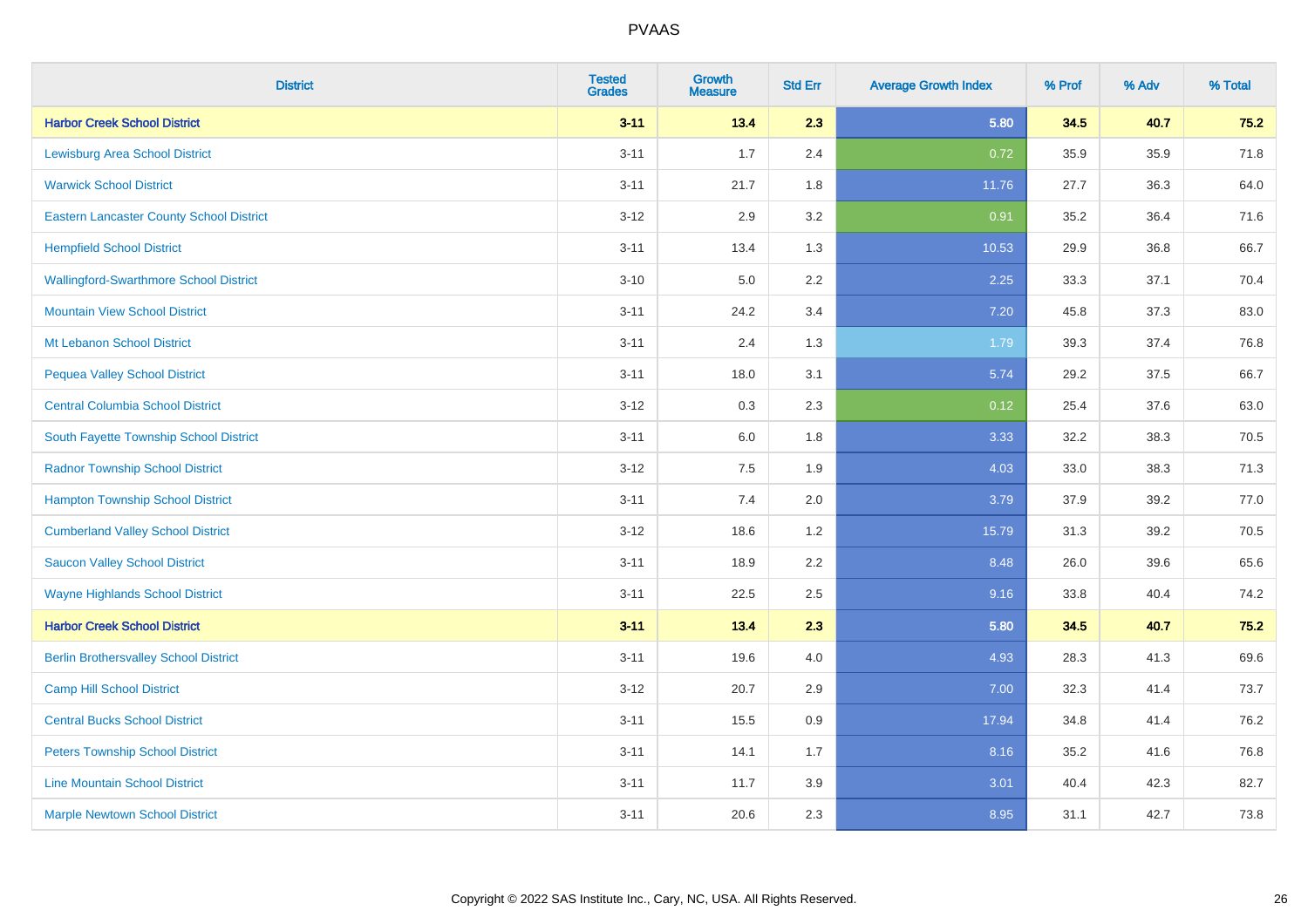# PVAAS

| District | Tested Grades | Growth Measure | Std Err | Average Growth Index | % Prof | % Adv | % Total |
|---|---|---|---|---|---|---|---|
| **Harbor Creek School District** | **3-11** | **13.4** | **2.3** | **5.80** | **34.5** | **40.7** | **75.2** |
| Lewisburg Area School District | 3-11 | 1.7 | 2.4 | 0.72 | 35.9 | 35.9 | 71.8 |
| Warwick School District | 3-11 | 21.7 | 1.8 | 11.76 | 27.7 | 36.3 | 64.0 |
| Eastern Lancaster County School District | 3-12 | 2.9 | 3.2 | 0.91 | 35.2 | 36.4 | 71.6 |
| Hempfield School District | 3-11 | 13.4 | 1.3 | 10.53 | 29.9 | 36.8 | 66.7 |
| Wallingford-Swarthmore School District | 3-10 | 5.0 | 2.2 | 2.25 | 33.3 | 37.1 | 70.4 |
| Mountain View School District | 3-11 | 24.2 | 3.4 | 7.20 | 45.8 | 37.3 | 83.0 |
| Mt Lebanon School District | 3-11 | 2.4 | 1.3 | 1.79 | 39.3 | 37.4 | 76.8 |
| Pequea Valley School District | 3-11 | 18.0 | 3.1 | 5.74 | 29.2 | 37.5 | 66.7 |
| Central Columbia School District | 3-12 | 0.3 | 2.3 | 0.12 | 25.4 | 37.6 | 63.0 |
| South Fayette Township School District | 3-11 | 6.0 | 1.8 | 3.33 | 32.2 | 38.3 | 70.5 |
| Radnor Township School District | 3-12 | 7.5 | 1.9 | 4.03 | 33.0 | 38.3 | 71.3 |
| Hampton Township School District | 3-11 | 7.4 | 2.0 | 3.79 | 37.9 | 39.2 | 77.0 |
| Cumberland Valley School District | 3-12 | 18.6 | 1.2 | 15.79 | 31.3 | 39.2 | 70.5 |
| Saucon Valley School District | 3-11 | 18.9 | 2.2 | 8.48 | 26.0 | 39.6 | 65.6 |
| Wayne Highlands School District | 3-11 | 22.5 | 2.5 | 9.16 | 33.8 | 40.4 | 74.2 |
| **Harbor Creek School District** | **3-11** | **13.4** | **2.3** | **5.80** | **34.5** | **40.7** | **75.2** |
| Berlin Brothersvalley School District | 3-11 | 19.6 | 4.0 | 4.93 | 28.3 | 41.3 | 69.6 |
| Camp Hill School District | 3-12 | 20.7 | 2.9 | 7.00 | 32.3 | 41.4 | 73.7 |
| Central Bucks School District | 3-11 | 15.5 | 0.9 | 17.94 | 34.8 | 41.4 | 76.2 |
| Peters Township School District | 3-11 | 14.1 | 1.7 | 8.16 | 35.2 | 41.6 | 76.8 |
| Line Mountain School District | 3-11 | 11.7 | 3.9 | 3.01 | 40.4 | 42.3 | 82.7 |
| Marple Newtown School District | 3-11 | 20.6 | 2.3 | 8.95 | 31.1 | 42.7 | 73.8 |

Copyright © 2022 SAS Institute Inc., Cary, NC, USA. All Rights Reserved.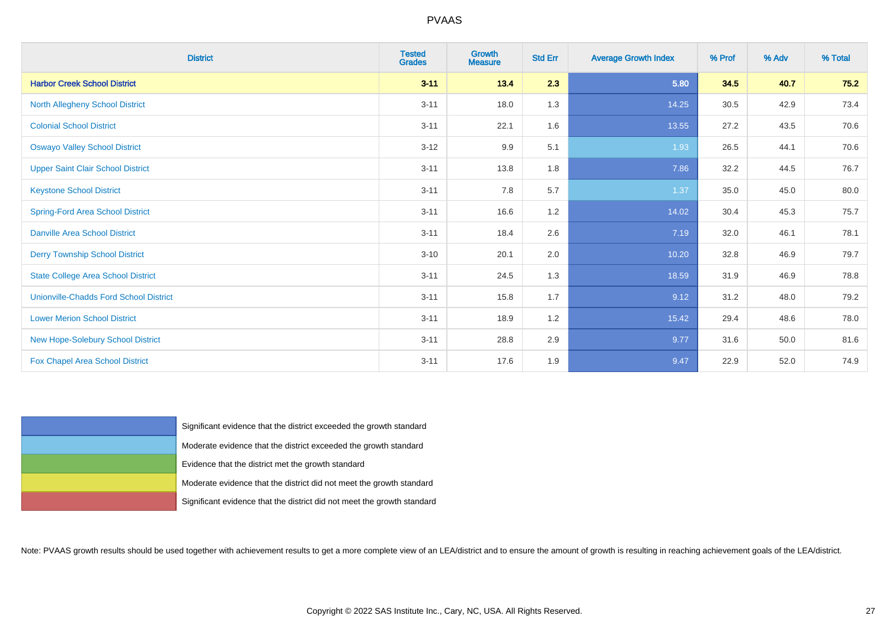# PVAAS

| District | Tested Grades | Growth Measure | Std Err | Average Growth Index | % Prof | % Adv | % Total |
|---|---|---|---|---|---|---|---|
| **Harbor Creek School District** | **3-11** | **13.4** | **2.3** | **5.80** | **34.5** | **40.7** | **75.2** |
| North Allegheny School District | 3-11 | 18.0 | 1.3 | 14.25 | 30.5 | 42.9 | 73.4 |
| Colonial School District | 3-11 | 22.1 | 1.6 | 13.55 | 27.2 | 43.5 | 70.6 |
| Oswayo Valley School District | 3-12 | 9.9 | 5.1 | 1.93 | 26.5 | 44.1 | 70.6 |
| Upper Saint Clair School District | 3-11 | 13.8 | 1.8 | 7.86 | 32.2 | 44.5 | 76.7 |
| Keystone School District | 3-11 | 7.8 | 5.7 | 1.37 | 35.0 | 45.0 | 80.0 |
| Spring-Ford Area School District | 3-11 | 16.6 | 1.2 | 14.02 | 30.4 | 45.3 | 75.7 |
| Danville Area School District | 3-11 | 18.4 | 2.6 | 7.19 | 32.0 | 46.1 | 78.1 |
| Derry Township School District | 3-10 | 20.1 | 2.0 | 10.20 | 32.8 | 46.9 | 79.7 |
| State College Area School District | 3-11 | 24.5 | 1.3 | 18.59 | 31.9 | 46.9 | 78.8 |
| Unionville-Chadds Ford School District | 3-11 | 15.8 | 1.7 | 9.12 | 31.2 | 48.0 | 79.2 |
| Lower Merion School District | 3-11 | 18.9 | 1.2 | 15.42 | 29.4 | 48.6 | 78.0 |
| New Hope-Solebury School District | 3-11 | 28.8 | 2.9 | 9.77 | 31.6 | 50.0 | 81.6 |
| Fox Chapel Area School District | 3-11 | 17.6 | 1.9 | 9.47 | 22.9 | 52.0 | 74.9 |

Significant evidence that the district exceeded the growth standard

Moderate evidence that the district exceeded the growth standard

Evidence that the district met the growth standard

Moderate evidence that the district did not meet the growth standard

Significant evidence that the district did not meet the growth standard

Note: PVAAS growth results should be used together with achievement results to get a more complete view of an LEA/district and to ensure the amount of growth is resulting in reaching achievement goals of the LEA/district.

Copyright © 2022 SAS Institute Inc., Cary, NC, USA. All Rights Reserved.